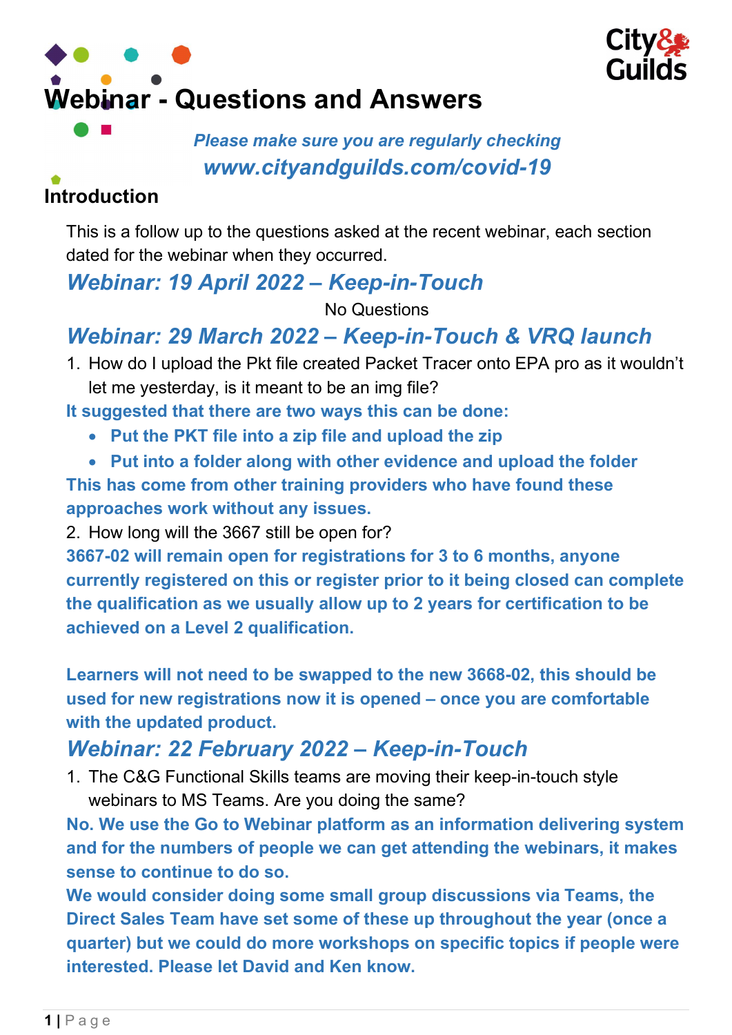# Webinar - Questions and Answers

***Please make sure you are regularly checking***
***www.cityandguilds.com/covid-19***

## Introduction

This is a follow up to the questions asked at the recent webinar, each section dated for the webinar when they occurred.

## *Webinar: 19 April 2022 – Keep-in-Touch*

No Questions

## *Webinar: 29 March 2022 – Keep-in-Touch & VRQ launch*

1. How do I upload the Pkt file created Packet Tracer onto EPA pro as it wouldn't let me yesterday, is it meant to be an img file?

**It suggested that there are two ways this can be done:**

- **Put the PKT file into a zip file and upload the zip**
- **Put into a folder along with other evidence and upload the folder**

**This has come from other training providers who have found these approaches work without any issues.**

2. How long will the 3667 still be open for?

**3667-02 will remain open for registrations for 3 to 6 months, anyone currently registered on this or register prior to it being closed can complete the qualification as we usually allow up to 2 years for certification to be achieved on a Level 2 qualification.**

**Learners will not need to be swapped to the new 3668-02, this should be used for new registrations now it is opened – once you are comfortable with the updated product.**

## *Webinar: 22 February 2022 – Keep-in-Touch*

1. The C&G Functional Skills teams are moving their keep-in-touch style webinars to MS Teams. Are you doing the same?

**No. We use the Go to Webinar platform as an information delivering system and for the numbers of people we can get attending the webinars, it makes sense to continue to do so.**

**We would consider doing some small group discussions via Teams, the Direct Sales Team have set some of these up throughout the year (once a quarter) but we could do more workshops on specific topics if people were interested. Please let David and Ken know.**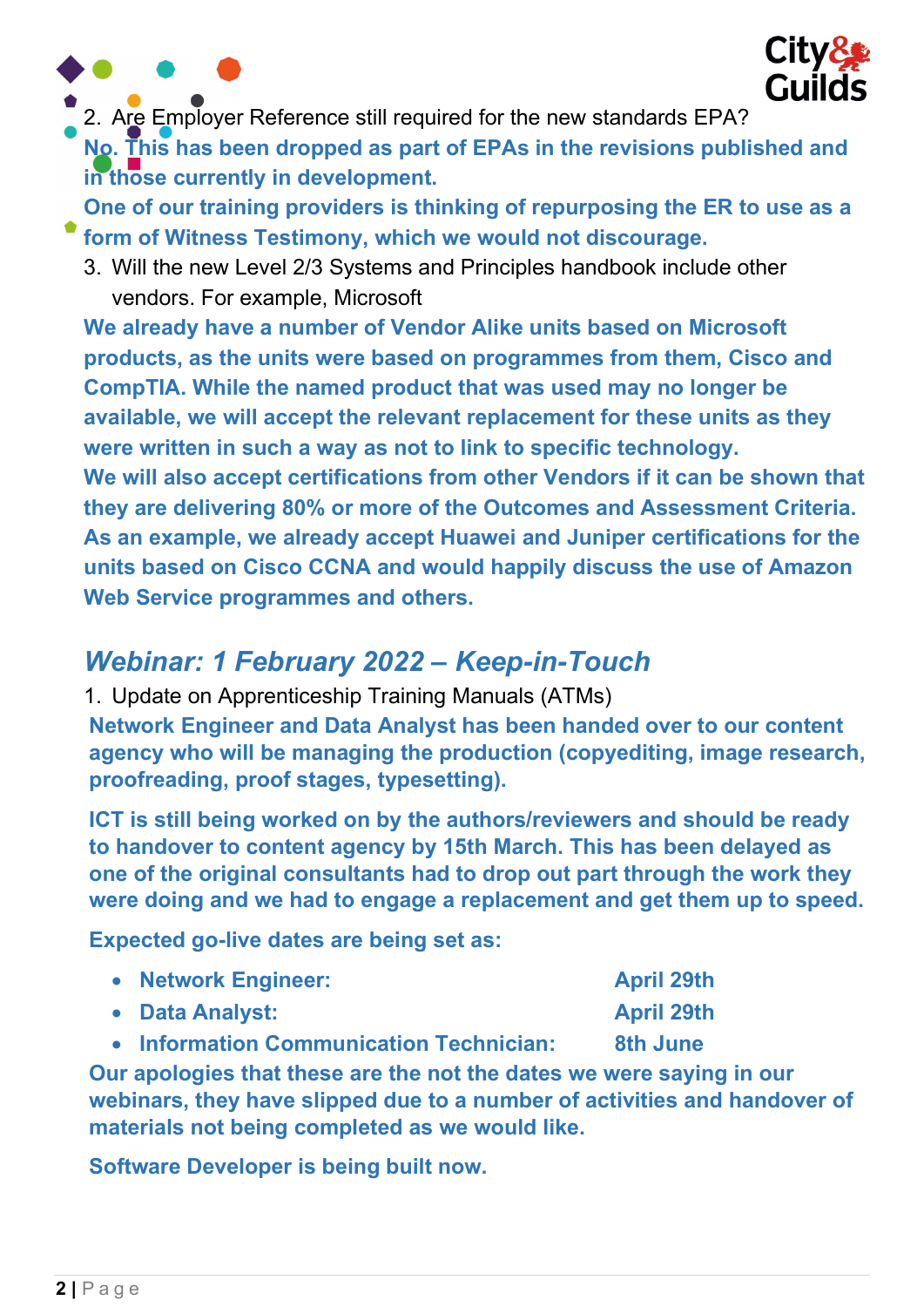2. Are Employer Reference still required for the new standards EPA?

**No. This has been dropped as part of EPAs in the revisions published and in those currently in development.**

**One of our training providers is thinking of repurposing the ER to use as a form of Witness Testimony, which we would not discourage.**

3. Will the new Level 2/3 Systems and Principles handbook include other vendors. For example, Microsoft

**We already have a number of Vendor Alike units based on Microsoft products, as the units were based on programmes from them, Cisco and CompTIA. While the named product that was used may no longer be available, we will accept the relevant replacement for these units as they were written in such a way as not to link to specific technology.**

**We will also accept certifications from other Vendors if it can be shown that they are delivering 80% or more of the Outcomes and Assessment Criteria. As an example, we already accept Huawei and Juniper certifications for the units based on Cisco CCNA and would happily discuss the use of Amazon Web Service programmes and others.**

## *Webinar: 1 February 2022 – Keep-in-Touch*

1. Update on Apprenticeship Training Manuals (ATMs)

**Network Engineer and Data Analyst has been handed over to our content agency who will be managing the production (copyediting, image research, proofreading, proof stages, typesetting).**

**ICT is still being worked on by the authors/reviewers and should be ready to handover to content agency by 15th March. This has been delayed as one of the original consultants had to drop out part through the work they were doing and we had to engage a replacement and get them up to speed.**

**Expected go-live dates are being set as:**

- **Network Engineer: April 29th**
- **Data Analyst: April 29th**
- **Information Communication Technician: 8th June**

**Our apologies that these are the not the dates we were saying in our webinars, they have slipped due to a number of activities and handover of materials not being completed as we would like.**

**Software Developer is being built now.**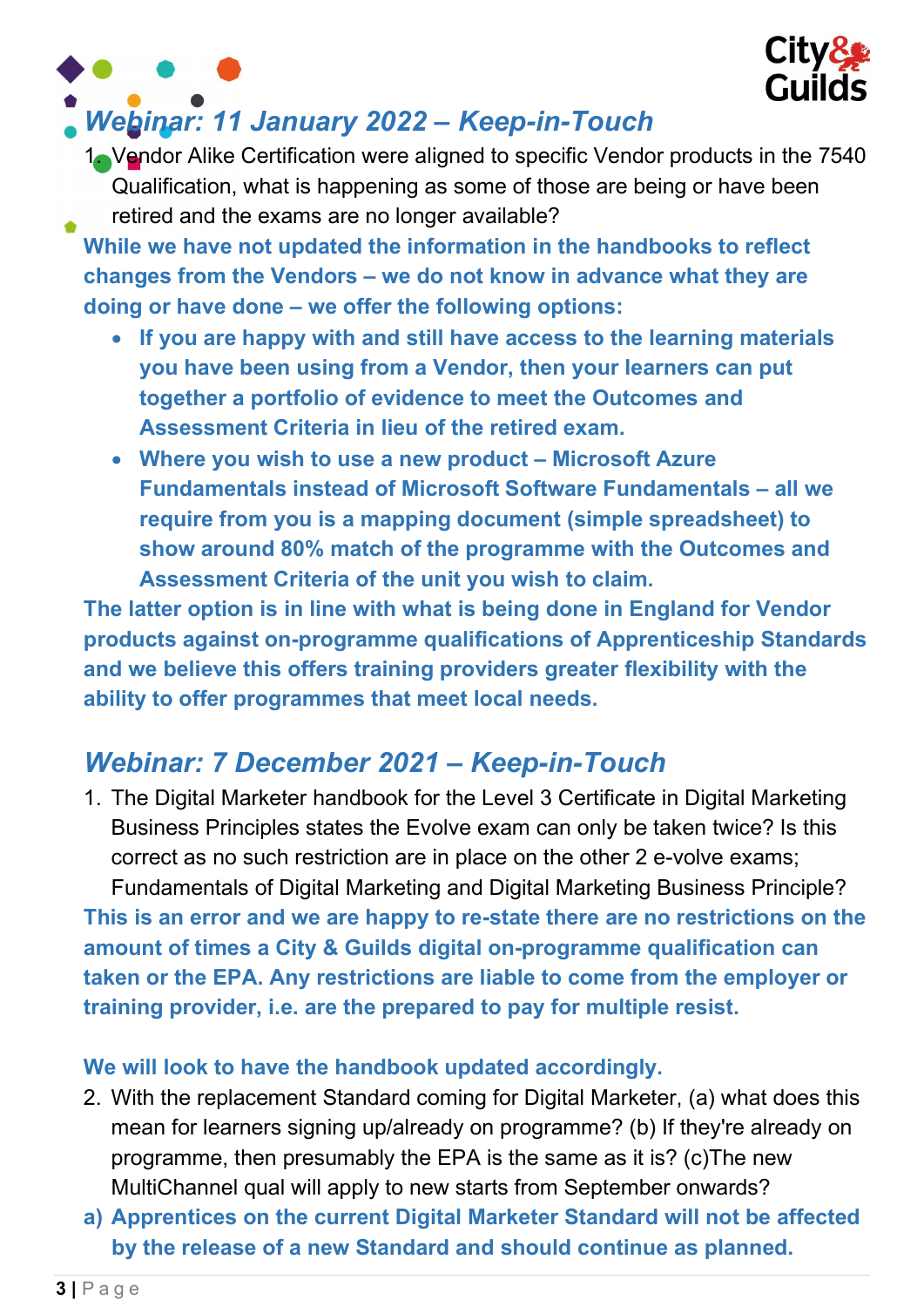## *Webinar: 11 January 2022 – Keep-in-Touch*

1. Vendor Alike Certification were aligned to specific Vendor products in the 7540 Qualification, what is happening as some of those are being or have been retired and the exams are no longer available?

**While we have not updated the information in the handbooks to reflect changes from the Vendors – we do not know in advance what they are doing or have done – we offer the following options:**

- **If you are happy with and still have access to the learning materials you have been using from a Vendor, then your learners can put together a portfolio of evidence to meet the Outcomes and Assessment Criteria in lieu of the retired exam.**
- **Where you wish to use a new product – Microsoft Azure Fundamentals instead of Microsoft Software Fundamentals – all we require from you is a mapping document (simple spreadsheet) to show around 80% match of the programme with the Outcomes and Assessment Criteria of the unit you wish to claim.**

**The latter option is in line with what is being done in England for Vendor products against on-programme qualifications of Apprenticeship Standards and we believe this offers training providers greater flexibility with the ability to offer programmes that meet local needs.**

## *Webinar: 7 December 2021 – Keep-in-Touch*

1. The Digital Marketer handbook for the Level 3 Certificate in Digital Marketing Business Principles states the Evolve exam can only be taken twice? Is this correct as no such restriction are in place on the other 2 e-volve exams; Fundamentals of Digital Marketing and Digital Marketing Business Principle?

**This is an error and we are happy to re-state there are no restrictions on the amount of times a City & Guilds digital on-programme qualification can taken or the EPA. Any restrictions are liable to come from the employer or training provider, i.e. are the prepared to pay for multiple resist.**

**We will look to have the handbook updated accordingly.**

2. With the replacement Standard coming for Digital Marketer, (a) what does this mean for learners signing up/already on programme? (b) If they're already on programme, then presumably the EPA is the same as it is? (c)The new MultiChannel qual will apply to new starts from September onwards?

**a) Apprentices on the current Digital Marketer Standard will not be affected by the release of a new Standard and should continue as planned.**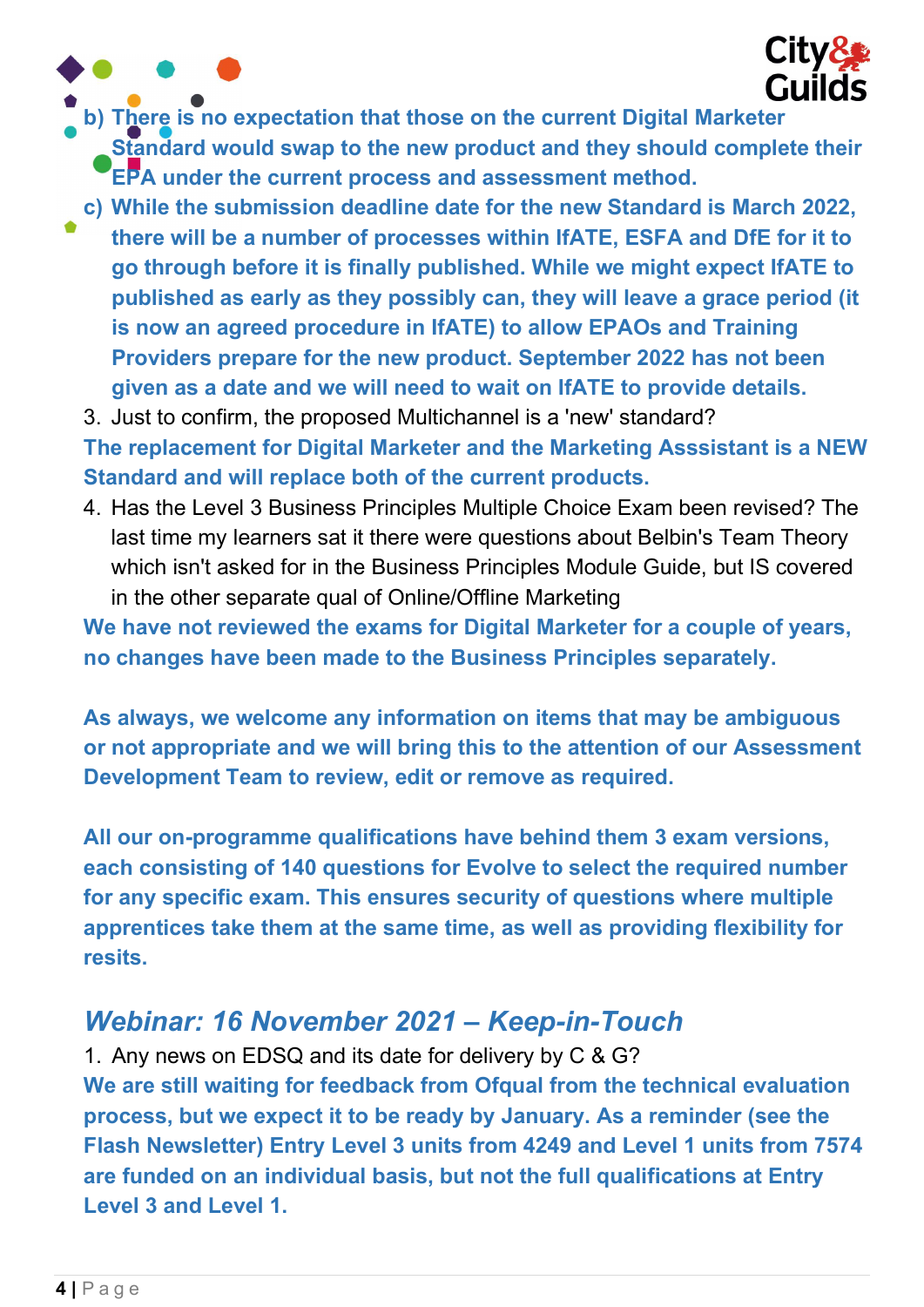b) **There is no expectation that those on the current Digital Marketer Standard would swap to the new product and they should complete their EPA under the current process and assessment method.**

c) **While the submission deadline date for the new Standard is March 2022, there will be a number of processes within IfATE, ESFA and DfE for it to go through before it is finally published. While we might expect IfATE to published as early as they possibly can, they will leave a grace period (it is now an agreed procedure in IfATE) to allow EPAOs and Training Providers prepare for the new product. September 2022 has not been given as a date and we will need to wait on IfATE to provide details.**

3. Just to confirm, the proposed Multichannel is a 'new' standard?

**The replacement for Digital Marketer and the Marketing Asssistant is a NEW Standard and will replace both of the current products.**

4. Has the Level 3 Business Principles Multiple Choice Exam been revised? The last time my learners sat it there were questions about Belbin's Team Theory which isn't asked for in the Business Principles Module Guide, but IS covered in the other separate qual of Online/Offline Marketing

**We have not reviewed the exams for Digital Marketer for a couple of years, no changes have been made to the Business Principles separately.**

**As always, we welcome any information on items that may be ambiguous or not appropriate and we will bring this to the attention of our Assessment Development Team to review, edit or remove as required.**

**All our on-programme qualifications have behind them 3 exam versions, each consisting of 140 questions for Evolve to select the required number for any specific exam. This ensures security of questions where multiple apprentices take them at the same time, as well as providing flexibility for resits.**

## *Webinar: 16 November 2021 – Keep-in-Touch*

1. Any news on EDSQ and its date for delivery by C & G?

**We are still waiting for feedback from Ofqual from the technical evaluation process, but we expect it to be ready by January. As a reminder (see the Flash Newsletter) Entry Level 3 units from 4249 and Level 1 units from 7574 are funded on an individual basis, but not the full qualifications at Entry Level 3 and Level 1.**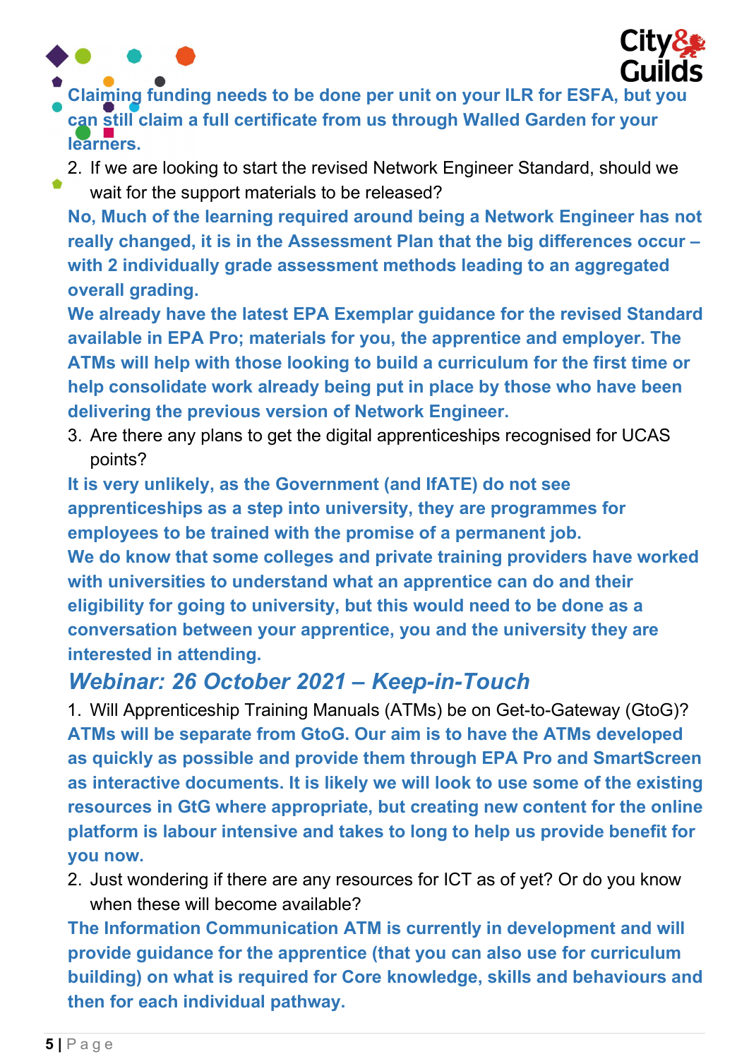**Claiming funding needs to be done per unit on your ILR for ESFA, but you can still claim a full certificate from us through Walled Garden for your learners.**

2. If we are looking to start the revised Network Engineer Standard, should we wait for the support materials to be released?

**No, Much of the learning required around being a Network Engineer has not really changed, it is in the Assessment Plan that the big differences occur – with 2 individually grade assessment methods leading to an aggregated overall grading.**

**We already have the latest EPA Exemplar guidance for the revised Standard available in EPA Pro; materials for you, the apprentice and employer. The ATMs will help with those looking to build a curriculum for the first time or help consolidate work already being put in place by those who have been delivering the previous version of Network Engineer.**

3. Are there any plans to get the digital apprenticeships recognised for UCAS points?

**It is very unlikely, as the Government (and IfATE) do not see apprenticeships as a step into university, they are programmes for employees to be trained with the promise of a permanent job.**

**We do know that some colleges and private training providers have worked with universities to understand what an apprentice can do and their eligibility for going to university, but this would need to be done as a conversation between your apprentice, you and the university they are interested in attending.**

## *Webinar: 26 October 2021 – Keep-in-Touch*

1. Will Apprenticeship Training Manuals (ATMs) be on Get-to-Gateway (GtoG)?

**ATMs will be separate from GtoG. Our aim is to have the ATMs developed as quickly as possible and provide them through EPA Pro and SmartScreen as interactive documents. It is likely we will look to use some of the existing resources in GtG where appropriate, but creating new content for the online platform is labour intensive and takes to long to help us provide benefit for you now.**

2. Just wondering if there are any resources for ICT as of yet? Or do you know when these will become available?

**The Information Communication ATM is currently in development and will provide guidance for the apprentice (that you can also use for curriculum building) on what is required for Core knowledge, skills and behaviours and then for each individual pathway.**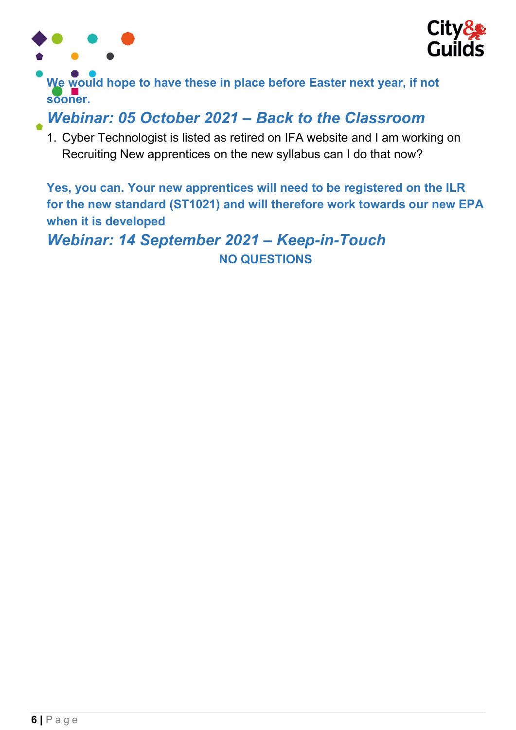**We would hope to have these in place before Easter next year, if not sooner.**

## *Webinar: 05 October 2021 – Back to the Classroom*

1. Cyber Technologist is listed as retired on IFA website and I am working on Recruiting New apprentices on the new syllabus can I do that now?

**Yes, you can. Your new apprentices will need to be registered on the ILR for the new standard (ST1021) and will therefore work towards our new EPA when it is developed**

## *Webinar: 14 September 2021 – Keep-in-Touch*

**NO QUESTIONS**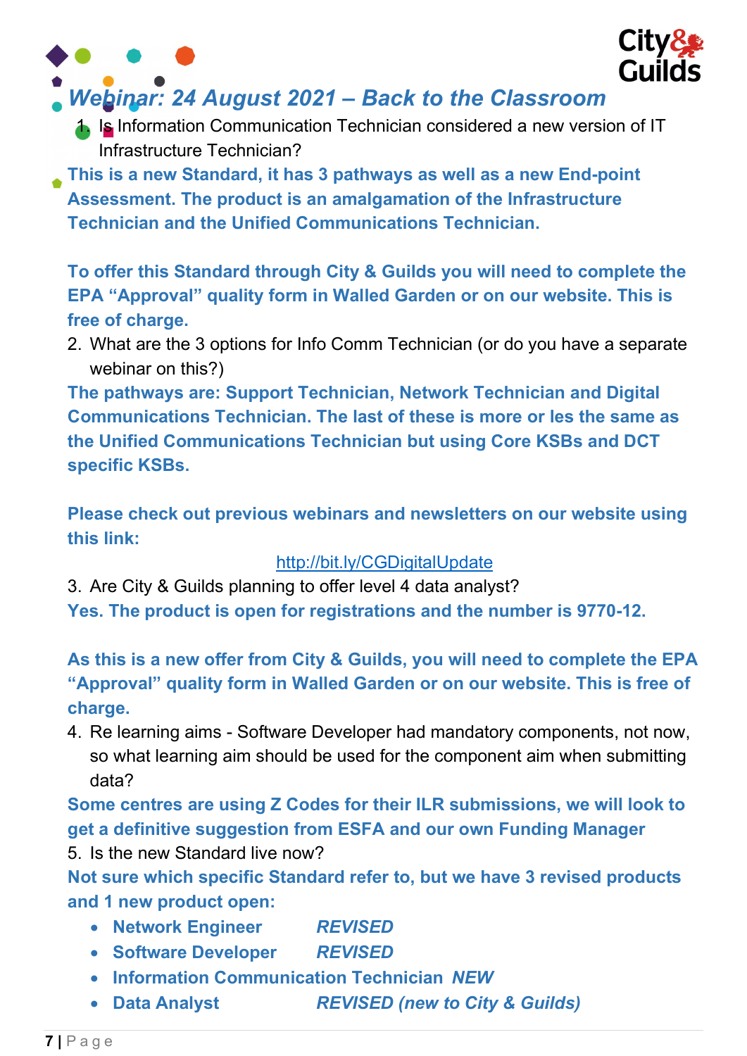## *Webinar: 24 August 2021 – Back to the Classroom*

1. Is Information Communication Technician considered a new version of IT Infrastructure Technician?

**This is a new Standard, it has 3 pathways as well as a new End-point Assessment. The product is an amalgamation of the Infrastructure Technician and the Unified Communications Technician.**

**To offer this Standard through City & Guilds you will need to complete the EPA "Approval" quality form in Walled Garden or on our website. This is free of charge.**

2. What are the 3 options for Info Comm Technician (or do you have a separate webinar on this?)

**The pathways are: Support Technician, Network Technician and Digital Communications Technician. The last of these is more or les the same as the Unified Communications Technician but using Core KSBs and DCT specific KSBs.**

**Please check out previous webinars and newsletters on our website using this link:**

http://bit.ly/CGDigitalUpdate

3. Are City & Guilds planning to offer level 4 data analyst?

**Yes. The product is open for registrations and the number is 9770-12.**

**As this is a new offer from City & Guilds, you will need to complete the EPA "Approval" quality form in Walled Garden or on our website. This is free of charge.**

4. Re learning aims - Software Developer had mandatory components, not now, so what learning aim should be used for the component aim when submitting data?

**Some centres are using Z Codes for their ILR submissions, we will look to get a definitive suggestion from ESFA and our own Funding Manager**

5. Is the new Standard live now?

**Not sure which specific Standard refer to, but we have 3 revised products and 1 new product open:**

- **Network Engineer** ***REVISED***
- **Software Developer** ***REVISED***
- **Information Communication Technician** ***NEW***
- **Data Analyst** ***REVISED (new to City & Guilds)***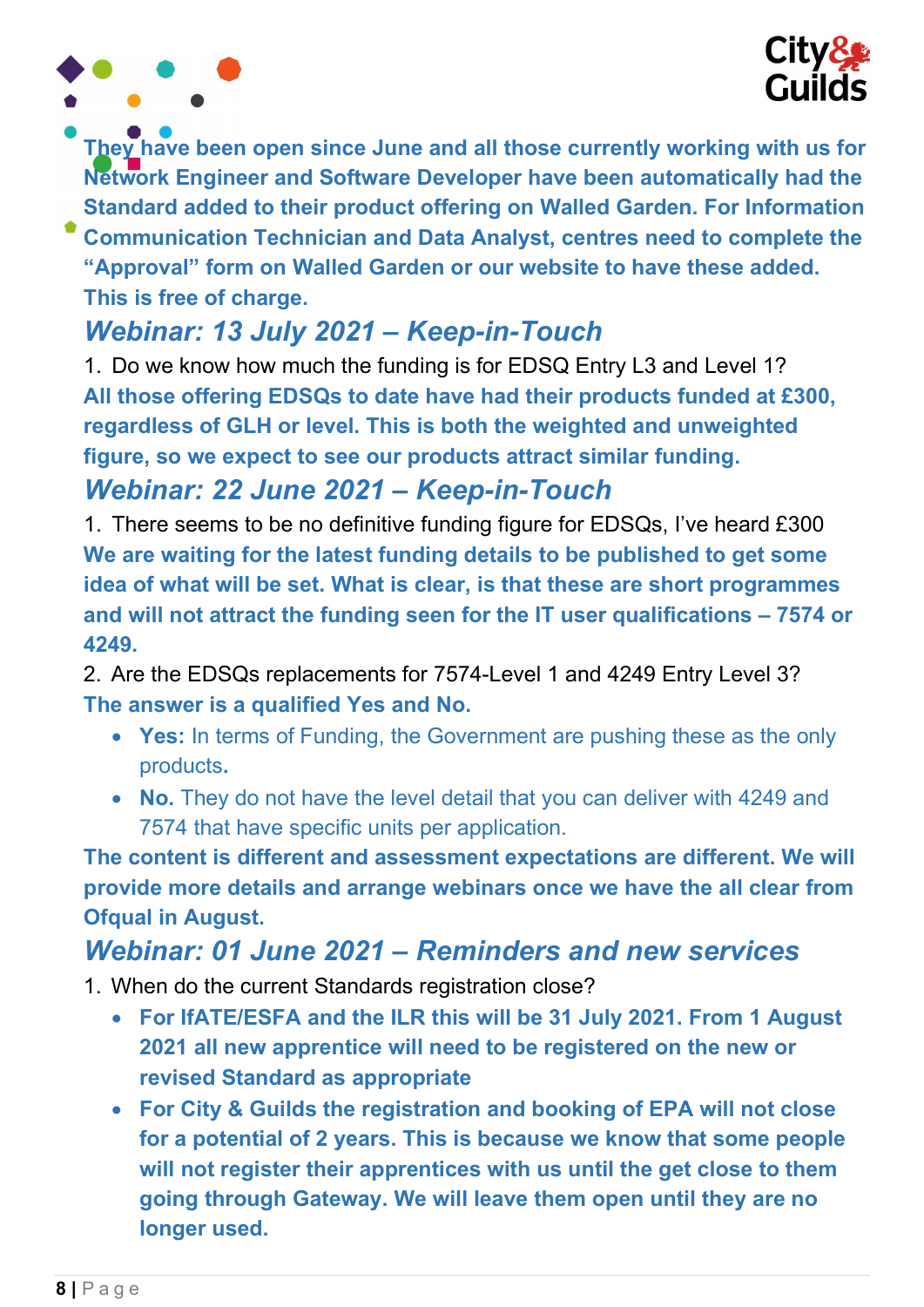**They have been open since June and all those currently working with us for Network Engineer and Software Developer have been automatically had the Standard added to their product offering on Walled Garden. For Information Communication Technician and Data Analyst, centres need to complete the "Approval" form on Walled Garden or our website to have these added. This is free of charge.**

## *Webinar: 13 July 2021 – Keep-in-Touch*

1. Do we know how much the funding is for EDSQ Entry L3 and Level 1?

**All those offering EDSQs to date have had their products funded at £300, regardless of GLH or level. This is both the weighted and unweighted figure, so we expect to see our products attract similar funding.**

## *Webinar: 22 June 2021 – Keep-in-Touch*

1. There seems to be no definitive funding figure for EDSQs, I've heard £300

**We are waiting for the latest funding details to be published to get some idea of what will be set. What is clear, is that these are short programmes and will not attract the funding seen for the IT user qualifications – 7574 or 4249.**

2. Are the EDSQs replacements for 7574-Level 1 and 4249 Entry Level 3?

**The answer is a qualified Yes and No.**

- **Yes:** In terms of Funding, the Government are pushing these as the only products**.**
- **No.** They do not have the level detail that you can deliver with 4249 and 7574 that have specific units per application.

**The content is different and assessment expectations are different. We will provide more details and arrange webinars once we have the all clear from Ofqual in August.**

## *Webinar: 01 June 2021 – Reminders and new services*

1. When do the current Standards registration close?
   - **For IfATE/ESFA and the ILR this will be 31 July 2021. From 1 August 2021 all new apprentice will need to be registered on the new or revised Standard as appropriate**
   - **For City & Guilds the registration and booking of EPA will not close for a potential of 2 years. This is because we know that some people will not register their apprentices with us until the get close to them going through Gateway. We will leave them open until they are no longer used.**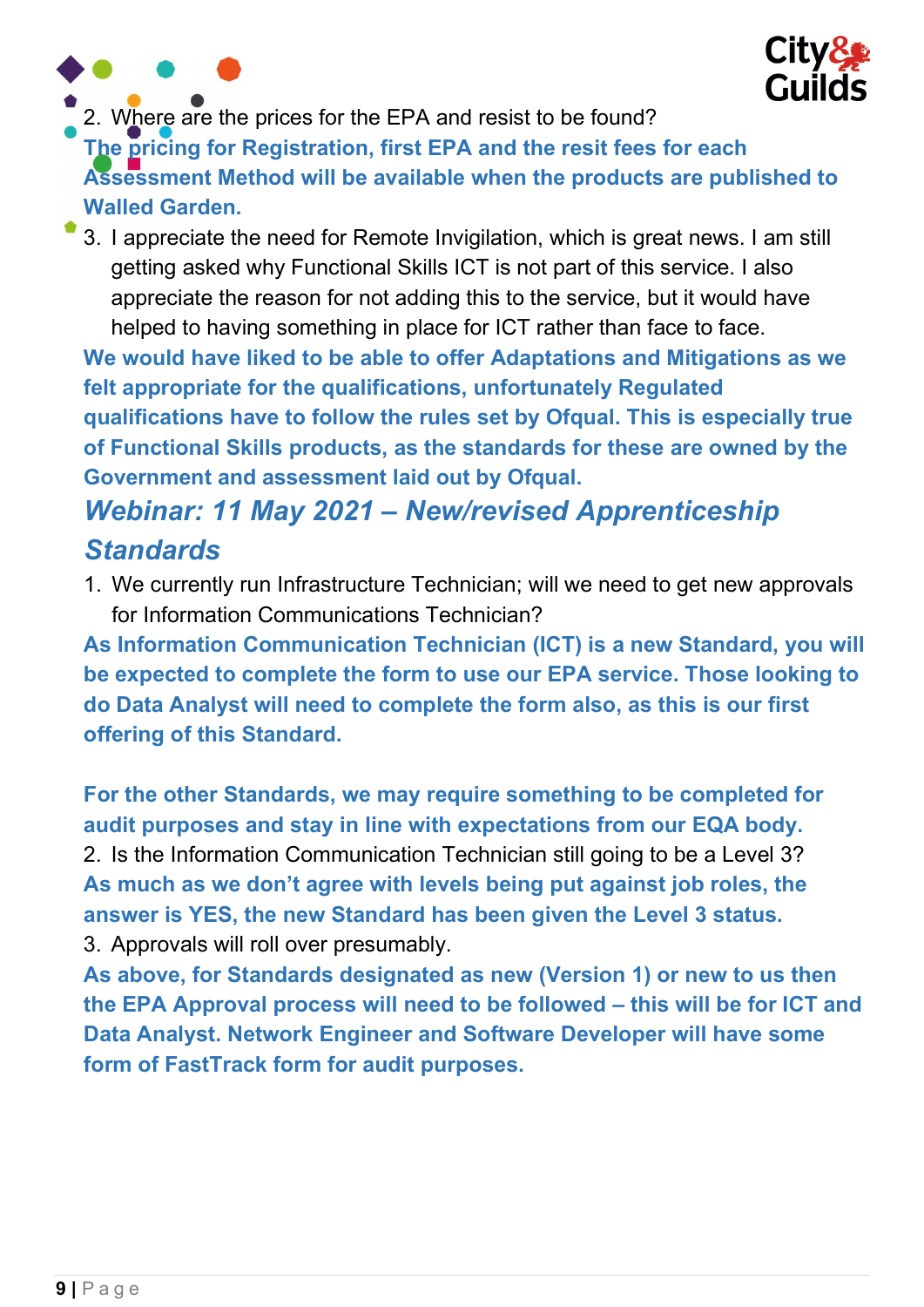2. Where are the prices for the EPA and resist to be found?

**The pricing for Registration, first EPA and the resit fees for each Assessment Method will be available when the products are published to Walled Garden.**

3. I appreciate the need for Remote Invigilation, which is great news. I am still getting asked why Functional Skills ICT is not part of this service. I also appreciate the reason for not adding this to the service, but it would have helped to having something in place for ICT rather than face to face.

**We would have liked to be able to offer Adaptations and Mitigations as we felt appropriate for the qualifications, unfortunately Regulated qualifications have to follow the rules set by Ofqual. This is especially true of Functional Skills products, as the standards for these are owned by the Government and assessment laid out by Ofqual.**

## *Webinar: 11 May 2021 – New/revised Apprenticeship Standards*

1. We currently run Infrastructure Technician; will we need to get new approvals for Information Communications Technician?

**As Information Communication Technician (ICT) is a new Standard, you will be expected to complete the form to use our EPA service. Those looking to do Data Analyst will need to complete the form also, as this is our first offering of this Standard.**

**For the other Standards, we may require something to be completed for audit purposes and stay in line with expectations from our EQA body.**

2. Is the Information Communication Technician still going to be a Level 3?

**As much as we don't agree with levels being put against job roles, the answer is YES, the new Standard has been given the Level 3 status.**

3. Approvals will roll over presumably.

**As above, for Standards designated as new (Version 1) or new to us then the EPA Approval process will need to be followed – this will be for ICT and Data Analyst. Network Engineer and Software Developer will have some form of FastTrack form for audit purposes.**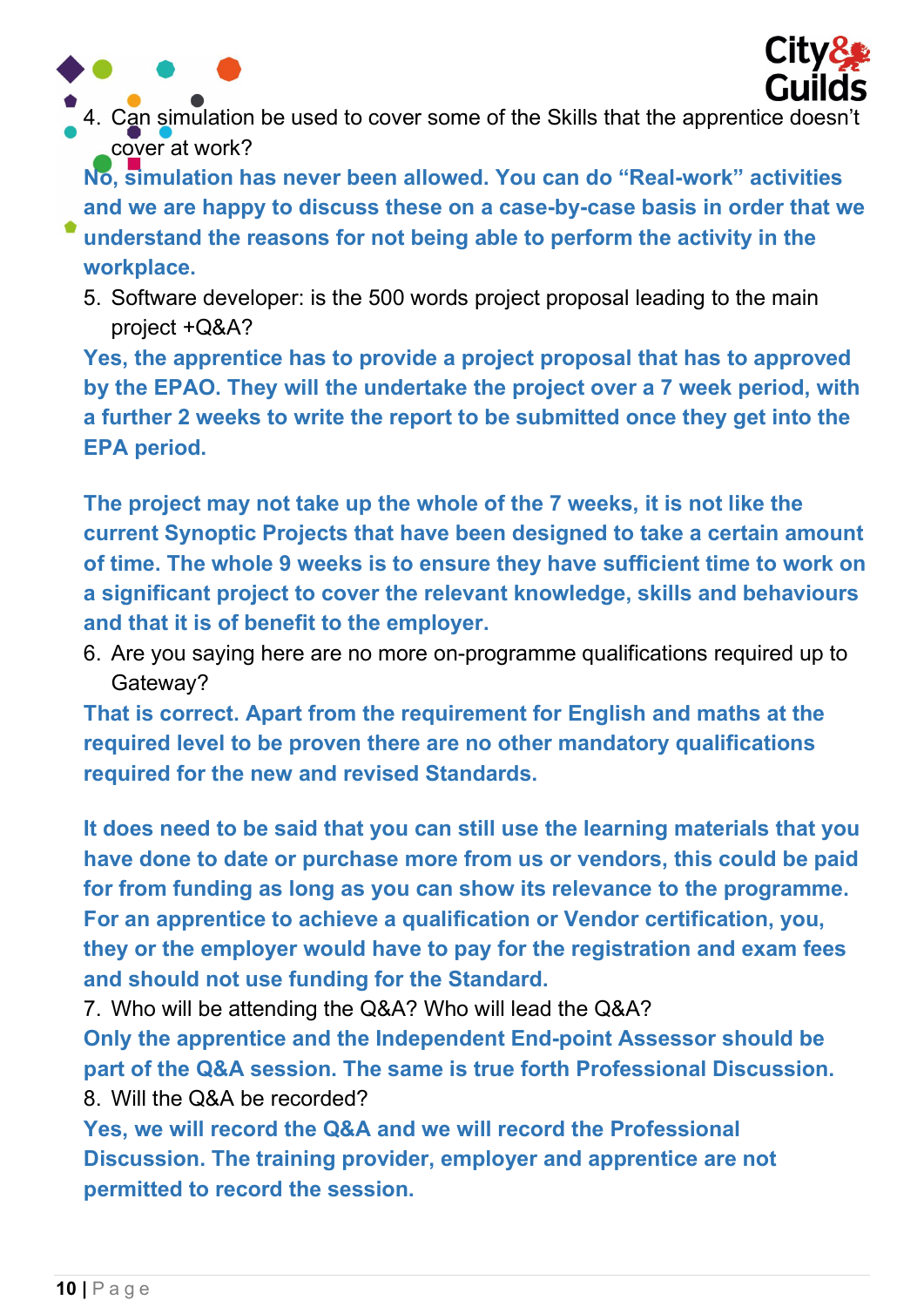4. Can simulation be used to cover some of the Skills that the apprentice doesn't cover at work?

**No, simulation has never been allowed. You can do "Real-work" activities and we are happy to discuss these on a case-by-case basis in order that we understand the reasons for not being able to perform the activity in the workplace.**

5. Software developer: is the 500 words project proposal leading to the main project +Q&A?

**Yes, the apprentice has to provide a project proposal that has to approved by the EPAO. They will the undertake the project over a 7 week period, with a further 2 weeks to write the report to be submitted once they get into the EPA period.**

**The project may not take up the whole of the 7 weeks, it is not like the current Synoptic Projects that have been designed to take a certain amount of time. The whole 9 weeks is to ensure they have sufficient time to work on a significant project to cover the relevant knowledge, skills and behaviours and that it is of benefit to the employer.**

6. Are you saying here are no more on-programme qualifications required up to Gateway?

**That is correct. Apart from the requirement for English and maths at the required level to be proven there are no other mandatory qualifications required for the new and revised Standards.**

**It does need to be said that you can still use the learning materials that you have done to date or purchase more from us or vendors, this could be paid for from funding as long as you can show its relevance to the programme. For an apprentice to achieve a qualification or Vendor certification, you, they or the employer would have to pay for the registration and exam fees and should not use funding for the Standard.**

7. Who will be attending the Q&A? Who will lead the Q&A?

**Only the apprentice and the Independent End-point Assessor should be part of the Q&A session. The same is true forth Professional Discussion.**

8. Will the Q&A be recorded?

**Yes, we will record the Q&A and we will record the Professional Discussion. The training provider, employer and apprentice are not permitted to record the session.**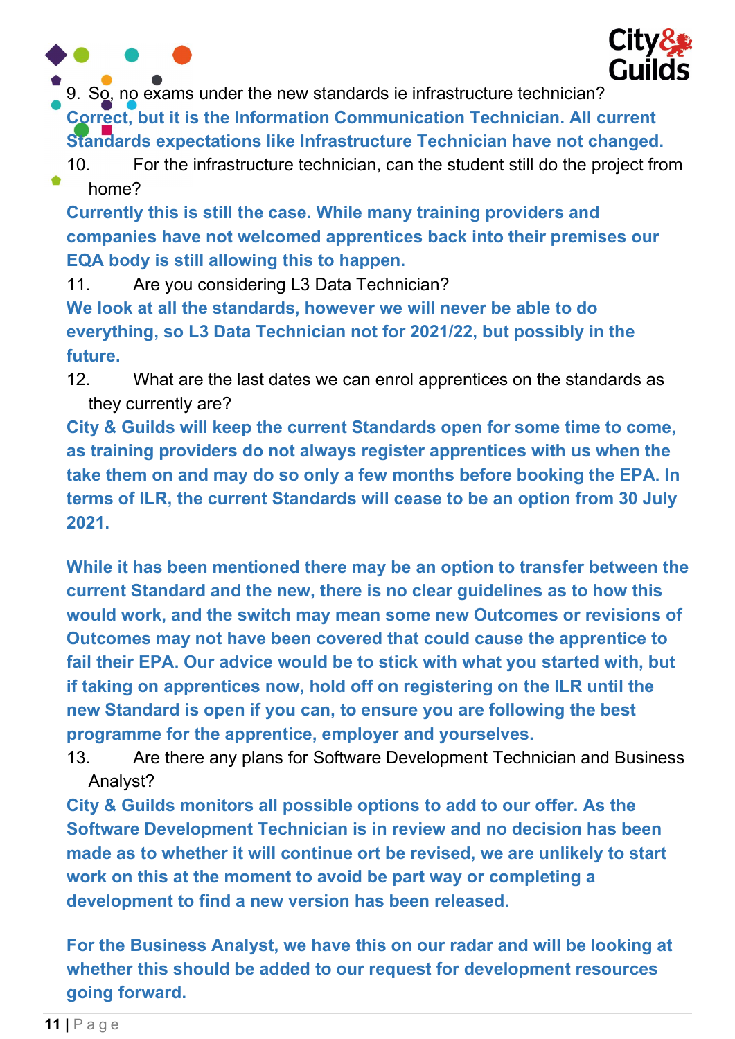9. So, no exams under the new standards ie infrastructure technician?

**Correct, but it is the Information Communication Technician. All current Standards expectations like Infrastructure Technician have not changed.**

10. For the infrastructure technician, can the student still do the project from home?

**Currently this is still the case. While many training providers and companies have not welcomed apprentices back into their premises our EQA body is still allowing this to happen.**

11. Are you considering L3 Data Technician?

**We look at all the standards, however we will never be able to do everything, so L3 Data Technician not for 2021/22, but possibly in the future.**

12. What are the last dates we can enrol apprentices on the standards as they currently are?

**City & Guilds will keep the current Standards open for some time to come, as training providers do not always register apprentices with us when the take them on and may do so only a few months before booking the EPA. In terms of ILR, the current Standards will cease to be an option from 30 July 2021.**

**While it has been mentioned there may be an option to transfer between the current Standard and the new, there is no clear guidelines as to how this would work, and the switch may mean some new Outcomes or revisions of Outcomes may not have been covered that could cause the apprentice to fail their EPA. Our advice would be to stick with what you started with, but if taking on apprentices now, hold off on registering on the ILR until the new Standard is open if you can, to ensure you are following the best programme for the apprentice, employer and yourselves.**

13. Are there any plans for Software Development Technician and Business Analyst?

**City & Guilds monitors all possible options to add to our offer. As the Software Development Technician is in review and no decision has been made as to whether it will continue ort be revised, we are unlikely to start work on this at the moment to avoid be part way or completing a development to find a new version has been released.**

**For the Business Analyst, we have this on our radar and will be looking at whether this should be added to our request for development resources going forward.**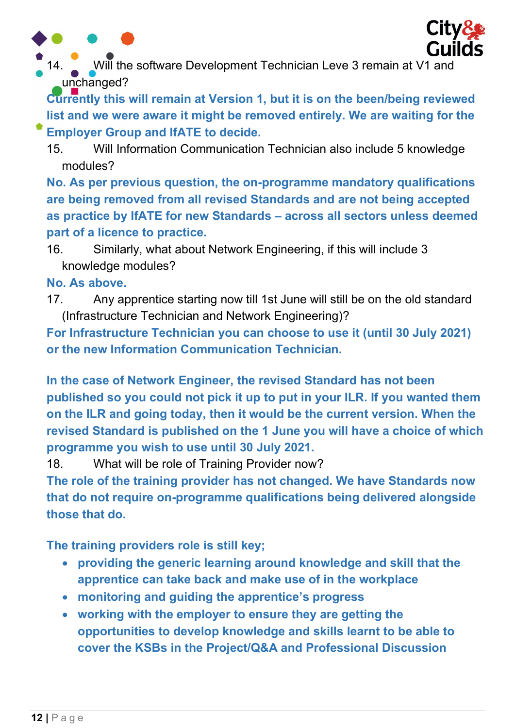14. Will the software Development Technician Leve 3 remain at V1 and unchanged?

**Currently this will remain at Version 1, but it is on the been/being reviewed list and we were aware it might be removed entirely. We are waiting for the Employer Group and IfATE to decide.**

15. Will Information Communication Technician also include 5 knowledge modules?

**No. As per previous question, the on-programme mandatory qualifications are being removed from all revised Standards and are not being accepted as practice by IfATE for new Standards – across all sectors unless deemed part of a licence to practice.**

16. Similarly, what about Network Engineering, if this will include 3 knowledge modules?

**No. As above.**

17. Any apprentice starting now till 1st June will still be on the old standard (Infrastructure Technician and Network Engineering)?

**For Infrastructure Technician you can choose to use it (until 30 July 2021) or the new Information Communication Technician.**

**In the case of Network Engineer, the revised Standard has not been published so you could not pick it up to put in your ILR. If you wanted them on the ILR and going today, then it would be the current version. When the revised Standard is published on the 1 June you will have a choice of which programme you wish to use until 30 July 2021.**

18. What will be role of Training Provider now?

**The role of the training provider has not changed. We have Standards now that do not require on-programme qualifications being delivered alongside those that do.**

**The training providers role is still key;**

- **providing the generic learning around knowledge and skill that the apprentice can take back and make use of in the workplace**
- **monitoring and guiding the apprentice's progress**
- **working with the employer to ensure they are getting the opportunities to develop knowledge and skills learnt to be able to cover the KSBs in the Project/Q&A and Professional Discussion**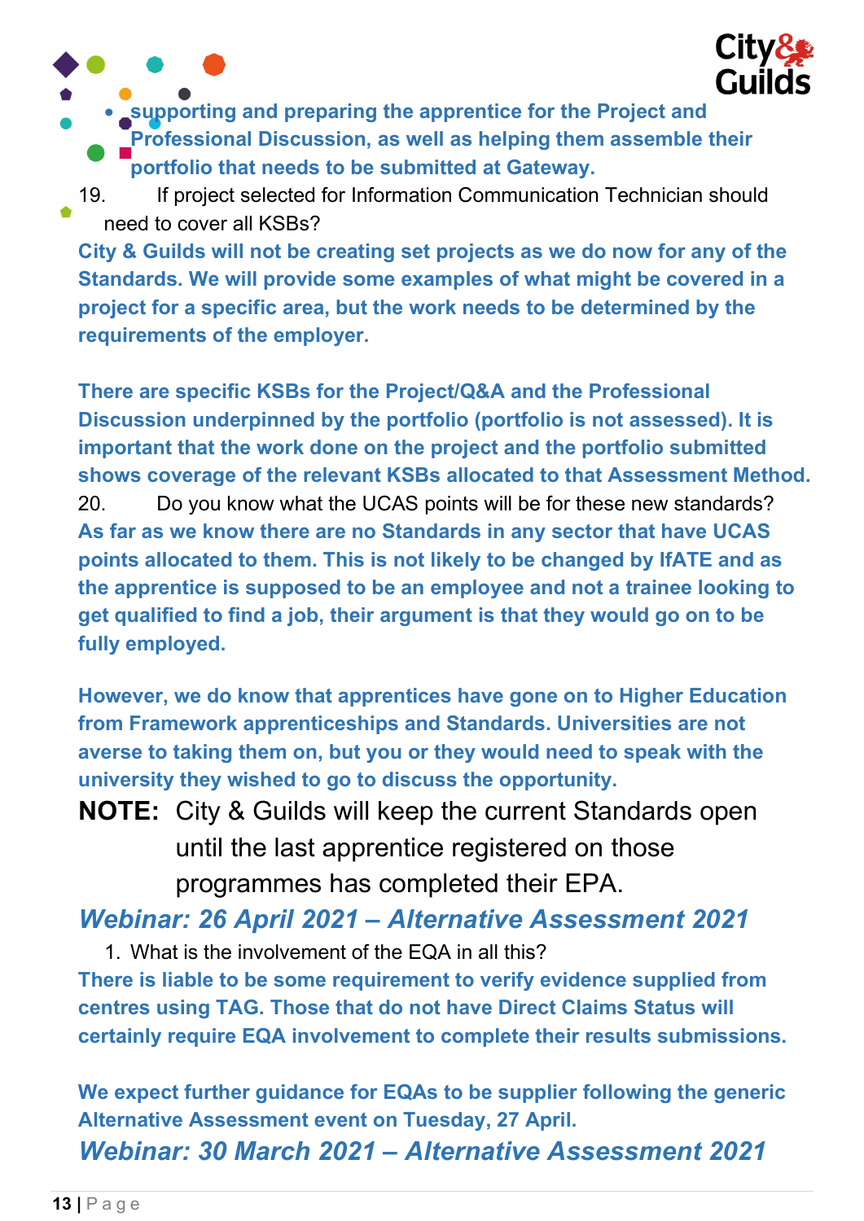- **supporting and preparing the apprentice for the Project and Professional Discussion, as well as helping them assemble their portfolio that needs to be submitted at Gateway.**

19. If project selected for Information Communication Technician should need to cover all KSBs?

**City & Guilds will not be creating set projects as we do now for any of the Standards. We will provide some examples of what might be covered in a project for a specific area, but the work needs to be determined by the requirements of the employer.**

**There are specific KSBs for the Project/Q&A and the Professional Discussion underpinned by the portfolio (portfolio is not assessed). It is important that the work done on the project and the portfolio submitted shows coverage of the relevant KSBs allocated to that Assessment Method.**

20. Do you know what the UCAS points will be for these new standards?

**As far as we know there are no Standards in any sector that have UCAS points allocated to them. This is not likely to be changed by IfATE and as the apprentice is supposed to be an employee and not a trainee looking to get qualified to find a job, their argument is that they would go on to be fully employed.**

**However, we do know that apprentices have gone on to Higher Education from Framework apprenticeships and Standards. Universities are not averse to taking them on, but you or they would need to speak with the university they wished to go to discuss the opportunity.**

**NOTE:** City & Guilds will keep the current Standards open until the last apprentice registered on those programmes has completed their EPA.

## *Webinar: 26 April 2021 – Alternative Assessment 2021*

1. What is the involvement of the EQA in all this?

**There is liable to be some requirement to verify evidence supplied from centres using TAG. Those that do not have Direct Claims Status will certainly require EQA involvement to complete their results submissions.**

**We expect further guidance for EQAs to be supplier following the generic Alternative Assessment event on Tuesday, 27 April.**

## *Webinar: 30 March 2021 – Alternative Assessment 2021*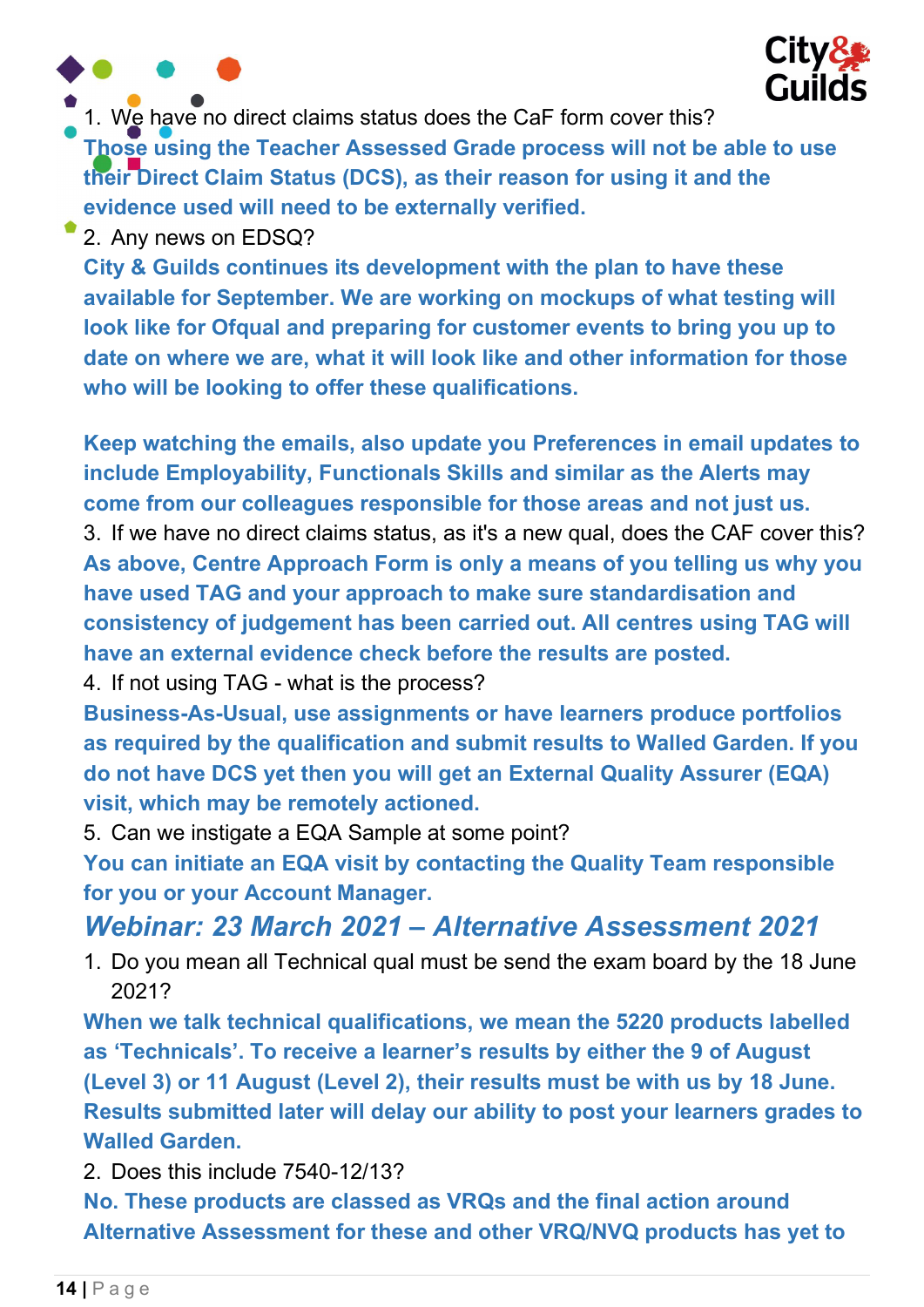1. We have no direct claims status does the CaF form cover this?

**Those using the Teacher Assessed Grade process will not be able to use their Direct Claim Status (DCS), as their reason for using it and the evidence used will need to be externally verified.**

2. Any news on EDSQ?

**City & Guilds continues its development with the plan to have these available for September. We are working on mockups of what testing will look like for Ofqual and preparing for customer events to bring you up to date on where we are, what it will look like and other information for those who will be looking to offer these qualifications.**

**Keep watching the emails, also update you Preferences in email updates to include Employability, Functionals Skills and similar as the Alerts may come from our colleagues responsible for those areas and not just us.**

3. If we have no direct claims status, as it's a new qual, does the CAF cover this?

**As above, Centre Approach Form is only a means of you telling us why you have used TAG and your approach to make sure standardisation and consistency of judgement has been carried out. All centres using TAG will have an external evidence check before the results are posted.**

4. If not using TAG - what is the process?

**Business-As-Usual, use assignments or have learners produce portfolios as required by the qualification and submit results to Walled Garden. If you do not have DCS yet then you will get an External Quality Assurer (EQA) visit, which may be remotely actioned.**

5. Can we instigate a EQA Sample at some point?

**You can initiate an EQA visit by contacting the Quality Team responsible for you or your Account Manager.**

## *Webinar: 23 March 2021 – Alternative Assessment 2021*

1. Do you mean all Technical qual must be send the exam board by the 18 June 2021?

**When we talk technical qualifications, we mean the 5220 products labelled as 'Technicals'. To receive a learner's results by either the 9 of August (Level 3) or 11 August (Level 2), their results must be with us by 18 June. Results submitted later will delay our ability to post your learners grades to Walled Garden.**

2. Does this include 7540-12/13?

**No. These products are classed as VRQs and the final action around Alternative Assessment for these and other VRQ/NVQ products has yet to**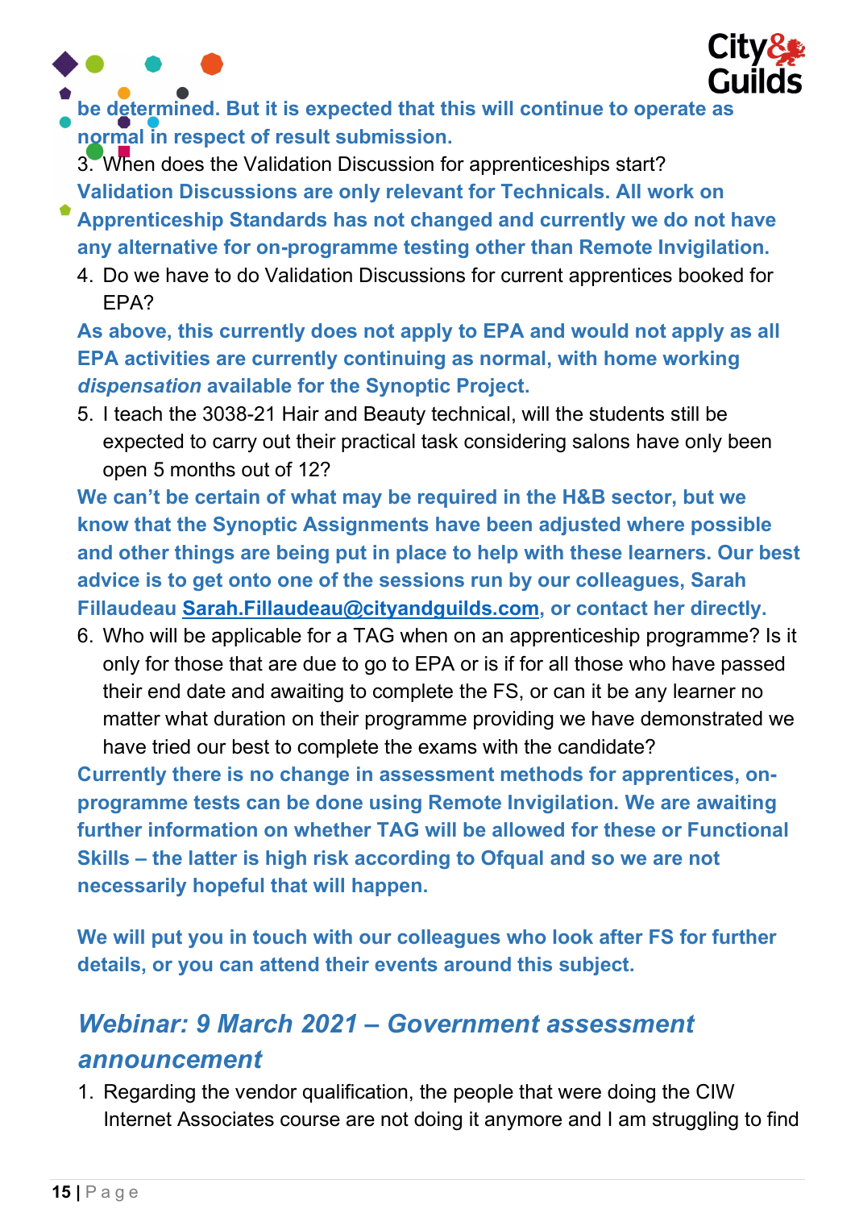**be determined. But it is expected that this will continue to operate as normal in respect of result submission.**

3. When does the Validation Discussion for apprenticeships start?

**Validation Discussions are only relevant for Technicals. All work on Apprenticeship Standards has not changed and currently we do not have any alternative for on-programme testing other than Remote Invigilation.**

4. Do we have to do Validation Discussions for current apprentices booked for EPA?

**As above, this currently does not apply to EPA and would not apply as all EPA activities are currently continuing as normal, with home working *dispensation* available for the Synoptic Project.**

5. I teach the 3038-21 Hair and Beauty technical, will the students still be expected to carry out their practical task considering salons have only been open 5 months out of 12?

**We can't be certain of what may be required in the H&B sector, but we know that the Synoptic Assignments have been adjusted where possible and other things are being put in place to help with these learners. Our best advice is to get onto one of the sessions run by our colleagues, Sarah Fillaudeau Sarah.Fillaudeau@cityandguilds.com, or contact her directly.**

6. Who will be applicable for a TAG when on an apprenticeship programme? Is it only for those that are due to go to EPA or is if for all those who have passed their end date and awaiting to complete the FS, or can it be any learner no matter what duration on their programme providing we have demonstrated we have tried our best to complete the exams with the candidate?

**Currently there is no change in assessment methods for apprentices, on-programme tests can be done using Remote Invigilation. We are awaiting further information on whether TAG will be allowed for these or Functional Skills – the latter is high risk according to Ofqual and so we are not necessarily hopeful that will happen.**

**We will put you in touch with our colleagues who look after FS for further details, or you can attend their events around this subject.**

## *Webinar: 9 March 2021 – Government assessment announcement*

1. Regarding the vendor qualification, the people that were doing the CIW Internet Associates course are not doing it anymore and I am struggling to find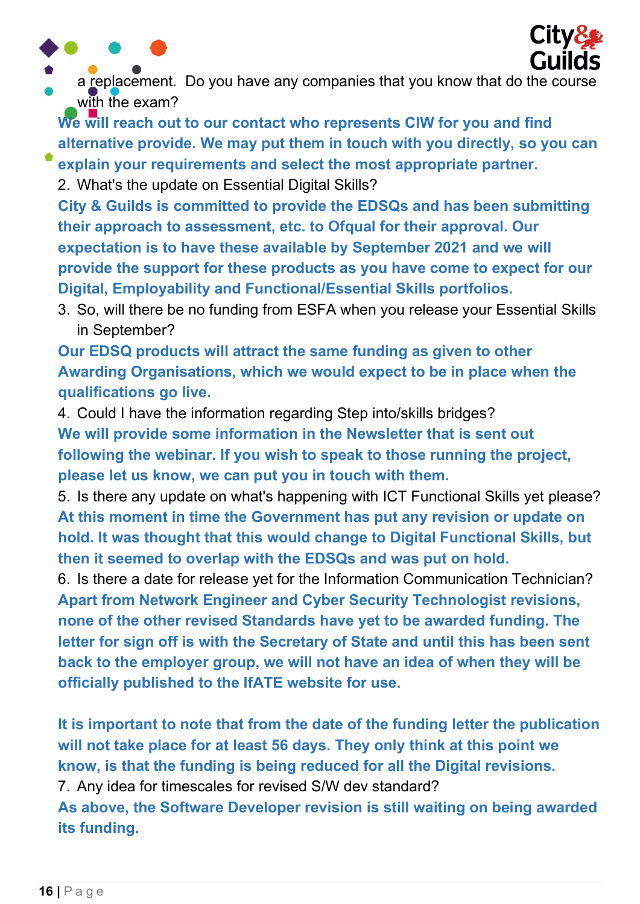a replacement. Do you have any companies that you know that do the course with the exam?

**We will reach out to our contact who represents CIW for you and find alternative provide. We may put them in touch with you directly, so you can explain your requirements and select the most appropriate partner.**

2. What's the update on Essential Digital Skills?

**City & Guilds is committed to provide the EDSQs and has been submitting their approach to assessment, etc. to Ofqual for their approval. Our expectation is to have these available by September 2021 and we will provide the support for these products as you have come to expect for our Digital, Employability and Functional/Essential Skills portfolios.**

3. So, will there be no funding from ESFA when you release your Essential Skills in September?

**Our EDSQ products will attract the same funding as given to other Awarding Organisations, which we would expect to be in place when the qualifications go live.**

4. Could I have the information regarding Step into/skills bridges?

**We will provide some information in the Newsletter that is sent out following the webinar. If you wish to speak to those running the project, please let us know, we can put you in touch with them.**

5. Is there any update on what's happening with ICT Functional Skills yet please?

**At this moment in time the Government has put any revision or update on hold. It was thought that this would change to Digital Functional Skills, but then it seemed to overlap with the EDSQs and was put on hold.**

6. Is there a date for release yet for the Information Communication Technician?

**Apart from Network Engineer and Cyber Security Technologist revisions, none of the other revised Standards have yet to be awarded funding. The letter for sign off is with the Secretary of State and until this has been sent back to the employer group, we will not have an idea of when they will be officially published to the IfATE website for use.**

**It is important to note that from the date of the funding letter the publication will not take place for at least 56 days. They only think at this point we know, is that the funding is being reduced for all the Digital revisions.**

7. Any idea for timescales for revised S/W dev standard?

**As above, the Software Developer revision is still waiting on being awarded its funding.**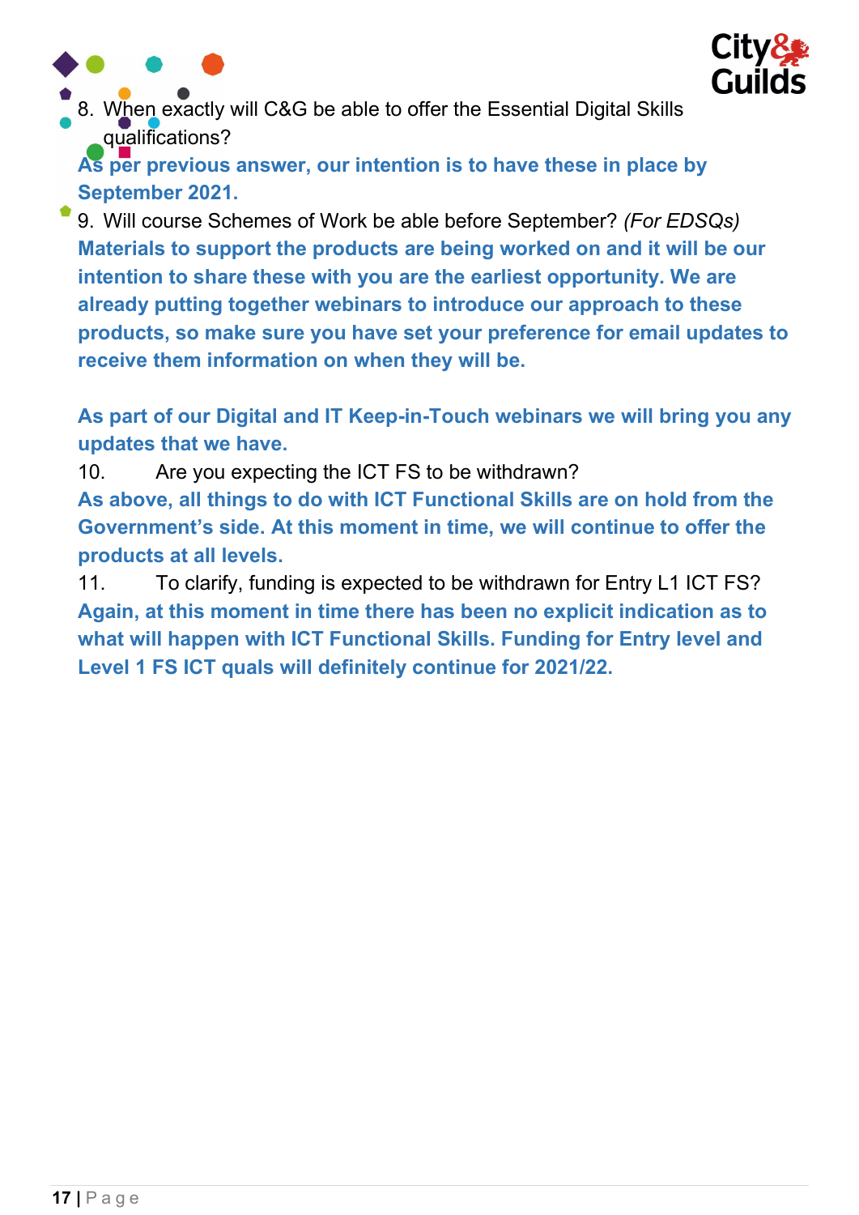8. When exactly will C&G be able to offer the Essential Digital Skills qualifications?

**As per previous answer, our intention is to have these in place by September 2021.**

9. Will course Schemes of Work be able before September? *(For EDSQs)*

**Materials to support the products are being worked on and it will be our intention to share these with you are the earliest opportunity. We are already putting together webinars to introduce our approach to these products, so make sure you have set your preference for email updates to receive them information on when they will be.**

**As part of our Digital and IT Keep-in-Touch webinars we will bring you any updates that we have.**

10. Are you expecting the ICT FS to be withdrawn?

**As above, all things to do with ICT Functional Skills are on hold from the Government's side. At this moment in time, we will continue to offer the products at all levels.**

11. To clarify, funding is expected to be withdrawn for Entry L1 ICT FS?

**Again, at this moment in time there has been no explicit indication as to what will happen with ICT Functional Skills. Funding for Entry level and Level 1 FS ICT quals will definitely continue for 2021/22.**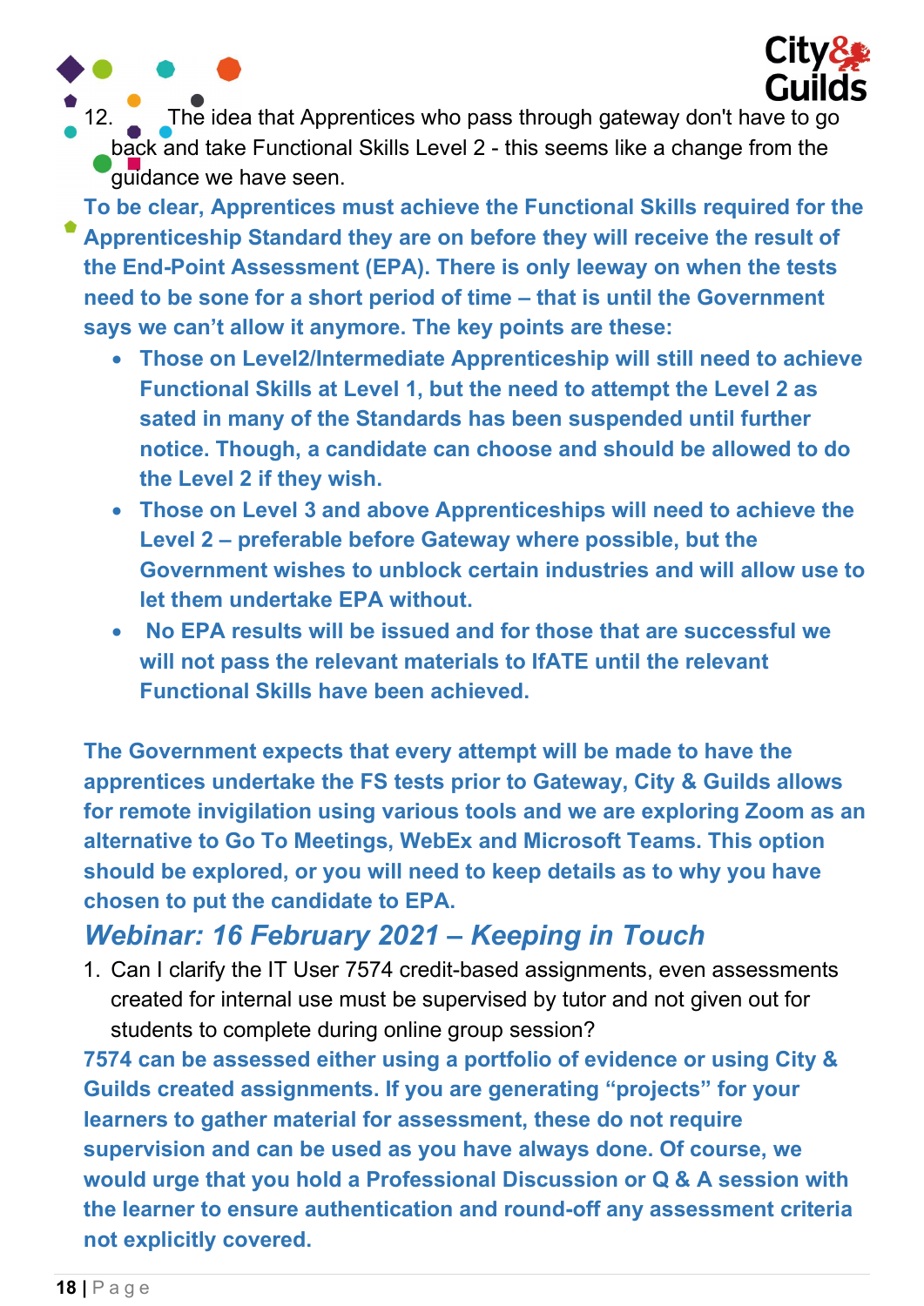12. The idea that Apprentices who pass through gateway don't have to go back and take Functional Skills Level 2 - this seems like a change from the guidance we have seen.

**To be clear, Apprentices must achieve the Functional Skills required for the Apprenticeship Standard they are on before they will receive the result of the End-Point Assessment (EPA). There is only leeway on when the tests need to be sone for a short period of time – that is until the Government says we can't allow it anymore. The key points are these:**

- **Those on Level2/Intermediate Apprenticeship will still need to achieve Functional Skills at Level 1, but the need to attempt the Level 2 as sated in many of the Standards has been suspended until further notice. Though, a candidate can choose and should be allowed to do the Level 2 if they wish.**
- **Those on Level 3 and above Apprenticeships will need to achieve the Level 2 – preferable before Gateway where possible, but the Government wishes to unblock certain industries and will allow use to let them undertake EPA without.**
- **No EPA results will be issued and for those that are successful we will not pass the relevant materials to IfATE until the relevant Functional Skills have been achieved.**

**The Government expects that every attempt will be made to have the apprentices undertake the FS tests prior to Gateway, City & Guilds allows for remote invigilation using various tools and we are exploring Zoom as an alternative to Go To Meetings, WebEx and Microsoft Teams. This option should be explored, or you will need to keep details as to why you have chosen to put the candidate to EPA.**

## *Webinar: 16 February 2021 – Keeping in Touch*

1. Can I clarify the IT User 7574 credit-based assignments, even assessments created for internal use must be supervised by tutor and not given out for students to complete during online group session?

**7574 can be assessed either using a portfolio of evidence or using City & Guilds created assignments. If you are generating "projects" for your learners to gather material for assessment, these do not require supervision and can be used as you have always done. Of course, we would urge that you hold a Professional Discussion or Q & A session with the learner to ensure authentication and round-off any assessment criteria not explicitly covered.**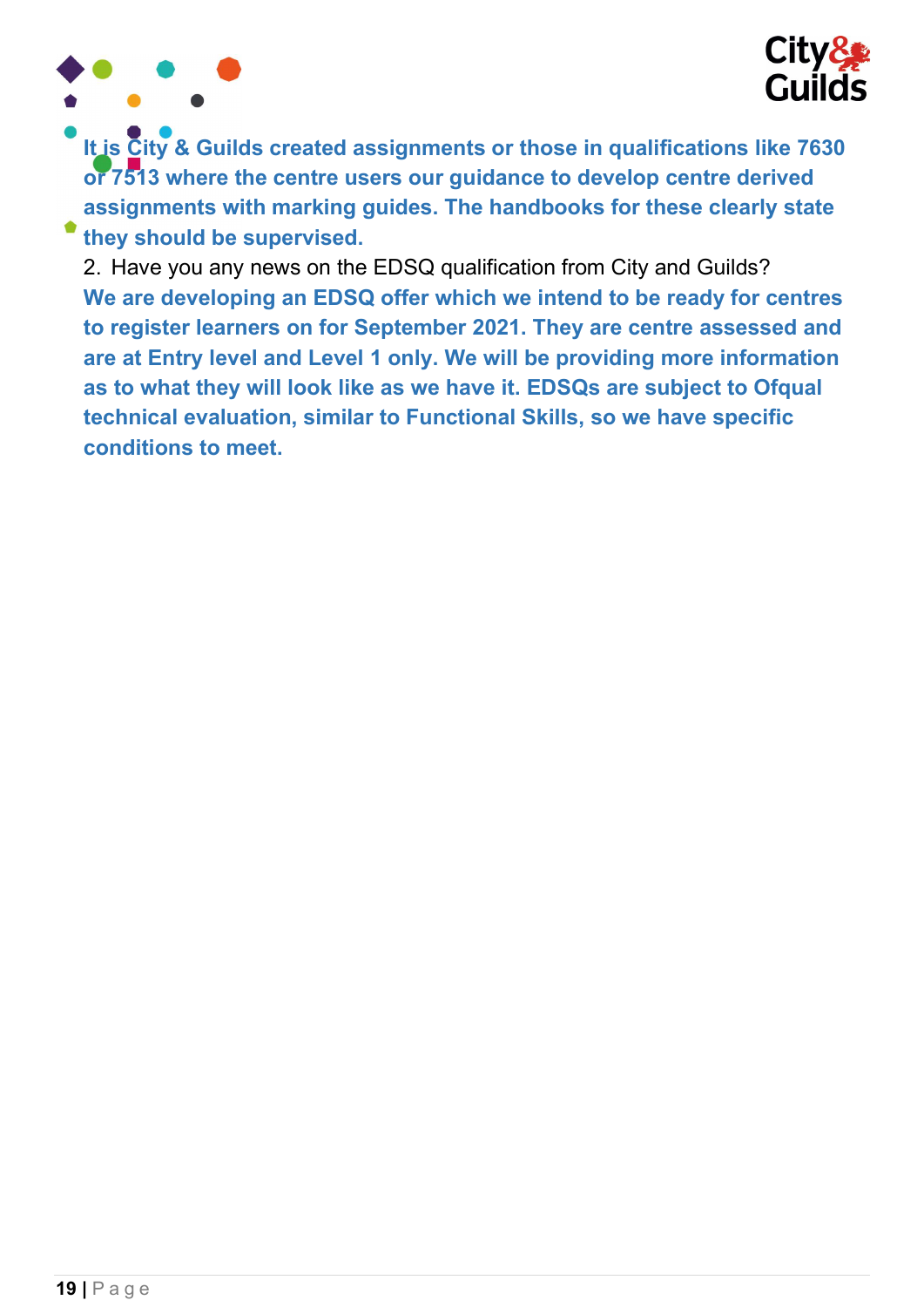**It is City & Guilds created assignments or those in qualifications like 7630 or 7513 where the centre users our guidance to develop centre derived assignments with marking guides. The handbooks for these clearly state they should be supervised.**

2. Have you any news on the EDSQ qualification from City and Guilds?

**We are developing an EDSQ offer which we intend to be ready for centres to register learners on for September 2021. They are centre assessed and are at Entry level and Level 1 only. We will be providing more information as to what they will look like as we have it. EDSQs are subject to Ofqual technical evaluation, similar to Functional Skills, so we have specific conditions to meet.**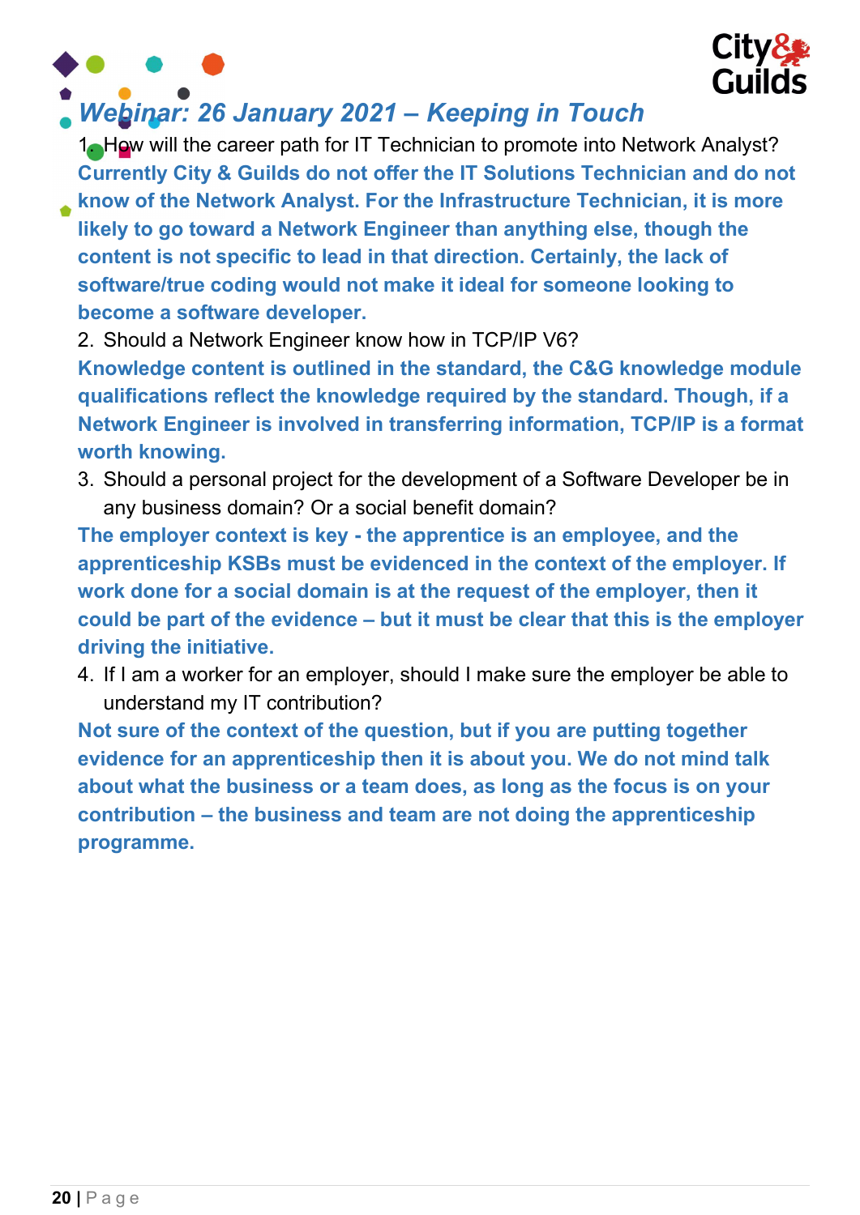## *Webinar: 26 January 2021 – Keeping in Touch*

1. How will the career path for IT Technician to promote into Network Analyst?

**Currently City & Guilds do not offer the IT Solutions Technician and do not know of the Network Analyst. For the Infrastructure Technician, it is more likely to go toward a Network Engineer than anything else, though the content is not specific to lead in that direction. Certainly, the lack of software/true coding would not make it ideal for someone looking to become a software developer.**

2. Should a Network Engineer know how in TCP/IP V6?

**Knowledge content is outlined in the standard, the C&G knowledge module qualifications reflect the knowledge required by the standard. Though, if a Network Engineer is involved in transferring information, TCP/IP is a format worth knowing.**

3. Should a personal project for the development of a Software Developer be in any business domain? Or a social benefit domain?

**The employer context is key - the apprentice is an employee, and the apprenticeship KSBs must be evidenced in the context of the employer. If work done for a social domain is at the request of the employer, then it could be part of the evidence – but it must be clear that this is the employer driving the initiative.**

4. If I am a worker for an employer, should I make sure the employer be able to understand my IT contribution?

**Not sure of the context of the question, but if you are putting together evidence for an apprenticeship then it is about you. We do not mind talk about what the business or a team does, as long as the focus is on your contribution – the business and team are not doing the apprenticeship programme.**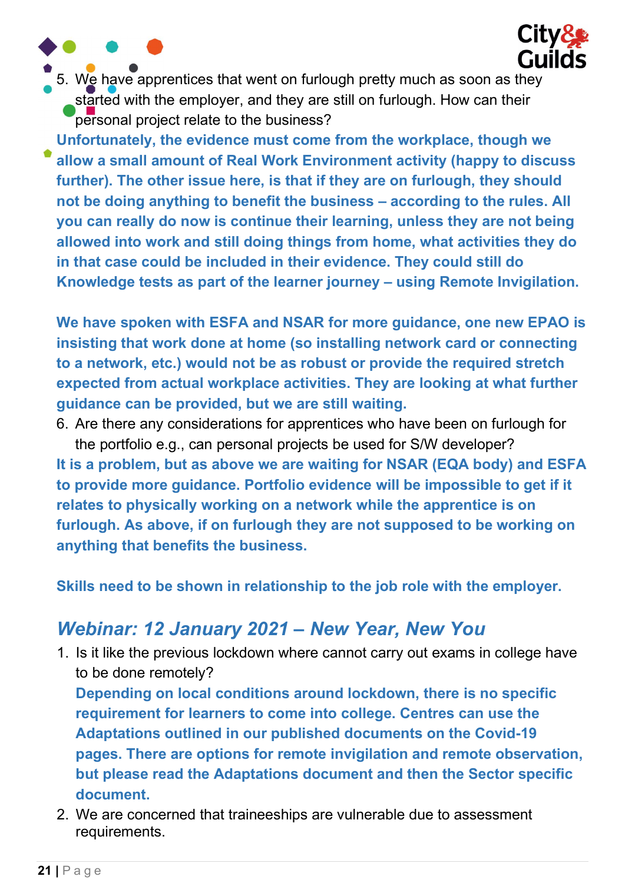5. We have apprentices that went on furlough pretty much as soon as they started with the employer, and they are still on furlough. How can their personal project relate to the business?

**Unfortunately, the evidence must come from the workplace, though we allow a small amount of Real Work Environment activity (happy to discuss further). The other issue here, is that if they are on furlough, they should not be doing anything to benefit the business – according to the rules. All you can really do now is continue their learning, unless they are not being allowed into work and still doing things from home, what activities they do in that case could be included in their evidence. They could still do Knowledge tests as part of the learner journey – using Remote Invigilation.**

**We have spoken with ESFA and NSAR for more guidance, one new EPAO is insisting that work done at home (so installing network card or connecting to a network, etc.) would not be as robust or provide the required stretch expected from actual workplace activities. They are looking at what further guidance can be provided, but we are still waiting.**

6. Are there any considerations for apprentices who have been on furlough for the portfolio e.g., can personal projects be used for S/W developer?

**It is a problem, but as above we are waiting for NSAR (EQA body) and ESFA to provide more guidance. Portfolio evidence will be impossible to get if it relates to physically working on a network while the apprentice is on furlough. As above, if on furlough they are not supposed to be working on anything that benefits the business.**

**Skills need to be shown in relationship to the job role with the employer.**

## *Webinar: 12 January 2021 – New Year, New You*

1. Is it like the previous lockdown where cannot carry out exams in college have to be done remotely?
   **Depending on local conditions around lockdown, there is no specific requirement for learners to come into college. Centres can use the Adaptations outlined in our published documents on the Covid-19 pages. There are options for remote invigilation and remote observation, but please read the Adaptations document and then the Sector specific document.**
2. We are concerned that traineeships are vulnerable due to assessment requirements.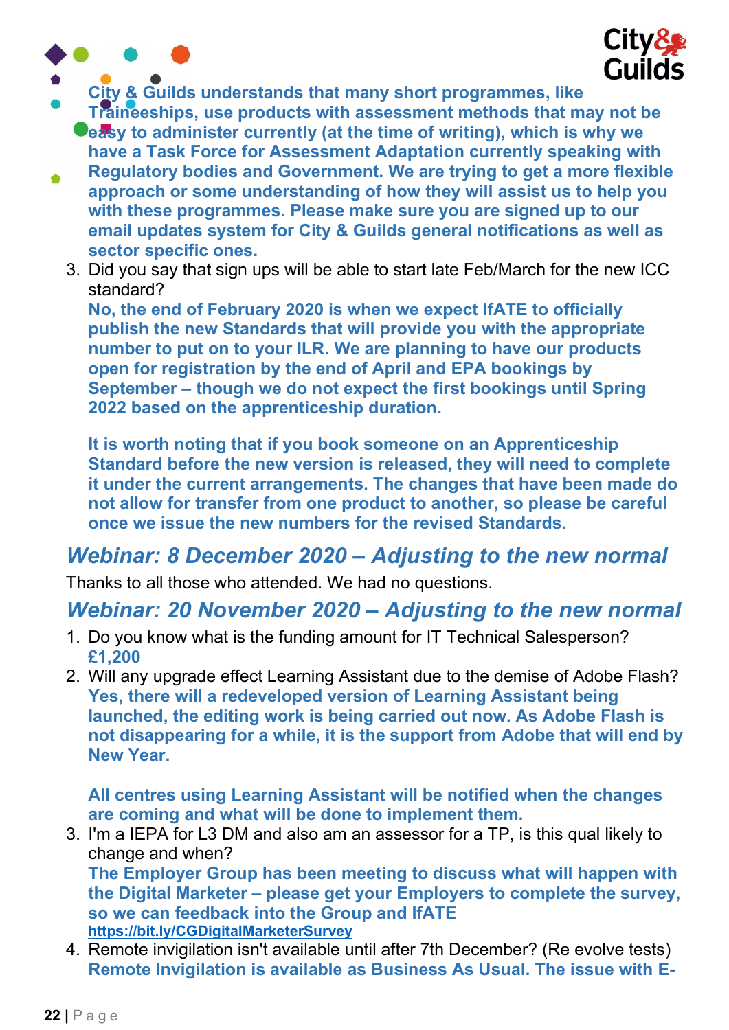**City & Guilds understands that many short programmes, like Traineeships, use products with assessment methods that may not be easy to administer currently (at the time of writing), which is why we have a Task Force for Assessment Adaptation currently speaking with Regulatory bodies and Government. We are trying to get a more flexible approach or some understanding of how they will assist us to help you with these programmes. Please make sure you are signed up to our email updates system for City & Guilds general notifications as well as sector specific ones.**

3. Did you say that sign ups will be able to start late Feb/March for the new ICC standard?
   **No, the end of February 2020 is when we expect IfATE to officially publish the new Standards that will provide you with the appropriate number to put on to your ILR. We are planning to have our products open for registration by the end of April and EPA bookings by September – though we do not expect the first bookings until Spring 2022 based on the apprenticeship duration.**

   **It is worth noting that if you book someone on an Apprenticeship Standard before the new version is released, they will need to complete it under the current arrangements. The changes that have been made do not allow for transfer from one product to another, so please be careful once we issue the new numbers for the revised Standards.**

## *Webinar: 8 December 2020 – Adjusting to the new normal*

Thanks to all those who attended. We had no questions.

## *Webinar: 20 November 2020 – Adjusting to the new normal*

1. Do you know what is the funding amount for IT Technical Salesperson?
   **£1,200**
2. Will any upgrade effect Learning Assistant due to the demise of Adobe Flash?
   **Yes, there will a redeveloped version of Learning Assistant being launched, the editing work is being carried out now. As Adobe Flash is not disappearing for a while, it is the support from Adobe that will end by New Year.**

   **All centres using Learning Assistant will be notified when the changes are coming and what will be done to implement them.**
3. I'm a IEPA for L3 DM and also am an assessor for a TP, is this qual likely to change and when?
   **The Employer Group has been meeting to discuss what will happen with the Digital Marketer – please get your Employers to complete the survey, so we can feedback into the Group and IfATE**
   **https://bit.ly/CGDigitalMarketerSurvey**
4. Remote invigilation isn't available until after 7th December? (Re evolve tests)
   **Remote Invigilation is available as Business As Usual. The issue with E-**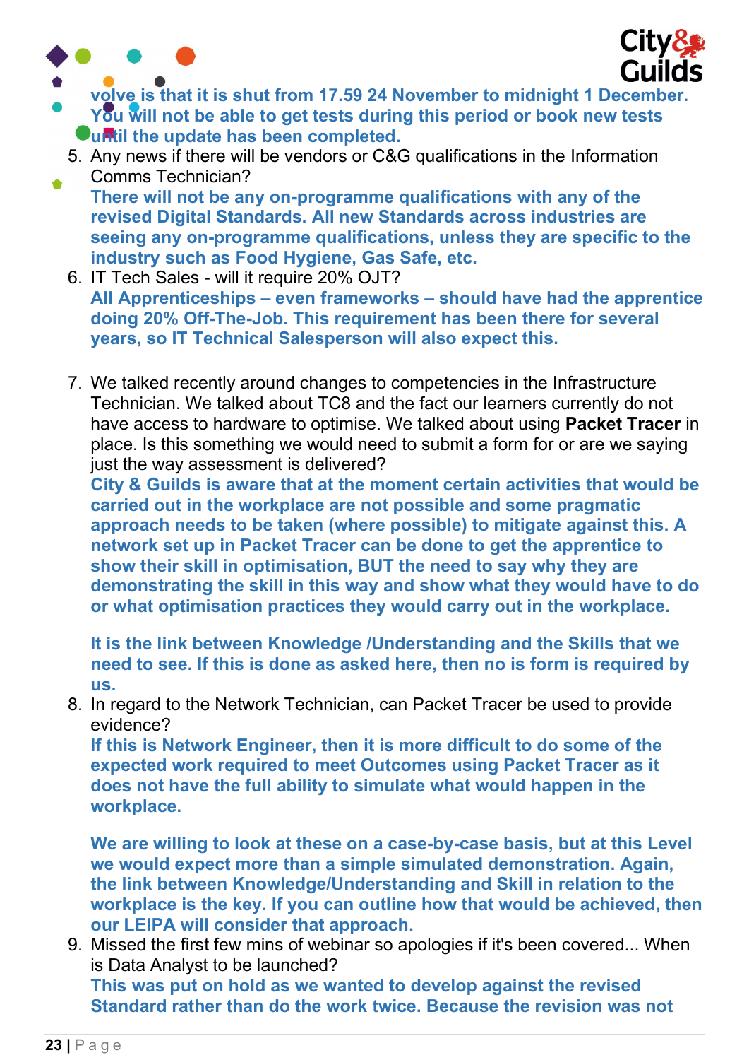volve is that it is shut from 17.59 24 November to midnight 1 December. You will not be able to get tests during this period or book new tests until the update has been completed.

5. Any news if there will be vendors or C&G qualifications in the Information Comms Technician?
   **There will not be any on-programme qualifications with any of the revised Digital Standards. All new Standards across industries are seeing any on-programme qualifications, unless they are specific to the industry such as Food Hygiene, Gas Safe, etc.**
6. IT Tech Sales - will it require 20% OJT?
   **All Apprenticeships – even frameworks – should have had the apprentice doing 20% Off-The-Job. This requirement has been there for several years, so IT Technical Salesperson will also expect this.**

7. We talked recently around changes to competencies in the Infrastructure Technician. We talked about TC8 and the fact our learners currently do not have access to hardware to optimise. We talked about using **Packet Tracer** in place. Is this something we would need to submit a form for or are we saying just the way assessment is delivered?
   **City & Guilds is aware that at the moment certain activities that would be carried out in the workplace are not possible and some pragmatic approach needs to be taken (where possible) to mitigate against this. A network set up in Packet Tracer can be done to get the apprentice to show their skill in optimisation, BUT the need to say why they are demonstrating the skill in this way and show what they would have to do or what optimisation practices they would carry out in the workplace.**

   **It is the link between Knowledge /Understanding and the Skills that we need to see. If this is done as asked here, then no is form is required by us.**
8. In regard to the Network Technician, can Packet Tracer be used to provide evidence?
   **If this is Network Engineer, then it is more difficult to do some of the expected work required to meet Outcomes using Packet Tracer as it does not have the full ability to simulate what would happen in the workplace.**

   **We are willing to look at these on a case-by-case basis, but at this Level we would expect more than a simple simulated demonstration. Again, the link between Knowledge/Understanding and Skill in relation to the workplace is the key. If you can outline how that would be achieved, then our LEIPA will consider that approach.**
9. Missed the first few mins of webinar so apologies if it's been covered... When is Data Analyst to be launched?
   **This was put on hold as we wanted to develop against the revised Standard rather than do the work twice. Because the revision was not**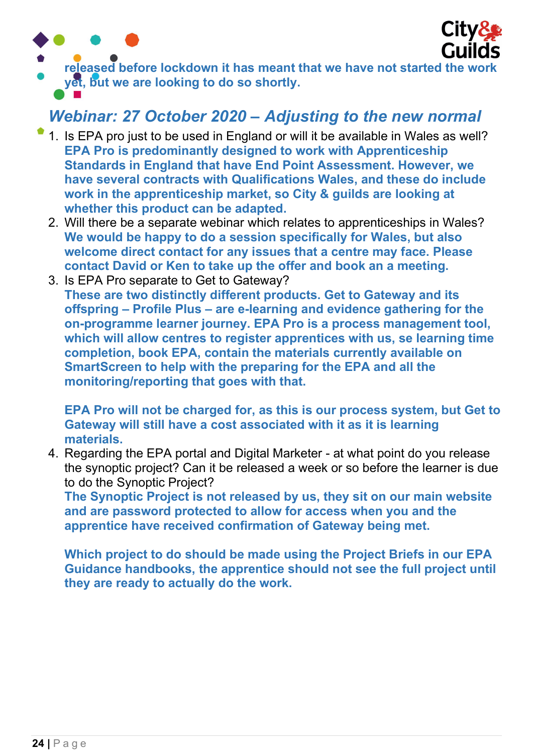**released before lockdown it has meant that we have not started the work yet, but we are looking to do so shortly.**

## *Webinar: 27 October 2020 – Adjusting to the new normal*

1. Is EPA pro just to be used in England or will it be available in Wales as well?
   **EPA Pro is predominantly designed to work with Apprenticeship Standards in England that have End Point Assessment. However, we have several contracts with Qualifications Wales, and these do include work in the apprenticeship market, so City & guilds are looking at whether this product can be adapted.**
2. Will there be a separate webinar which relates to apprenticeships in Wales?
   **We would be happy to do a session specifically for Wales, but also welcome direct contact for any issues that a centre may face. Please contact David or Ken to take up the offer and book an a meeting.**
3. Is EPA Pro separate to Get to Gateway?
   **These are two distinctly different products. Get to Gateway and its offspring – Profile Plus – are e-learning and evidence gathering for the on-programme learner journey. EPA Pro is a process management tool, which will allow centres to register apprentices with us, se learning time completion, book EPA, contain the materials currently available on SmartScreen to help with the preparing for the EPA and all the monitoring/reporting that goes with that.**

   **EPA Pro will not be charged for, as this is our process system, but Get to Gateway will still have a cost associated with it as it is learning materials.**
4. Regarding the EPA portal and Digital Marketer - at what point do you release the synoptic project? Can it be released a week or so before the learner is due to do the Synoptic Project?
   **The Synoptic Project is not released by us, they sit on our main website and are password protected to allow for access when you and the apprentice have received confirmation of Gateway being met.**

   **Which project to do should be made using the Project Briefs in our EPA Guidance handbooks, the apprentice should not see the full project until they are ready to actually do the work.**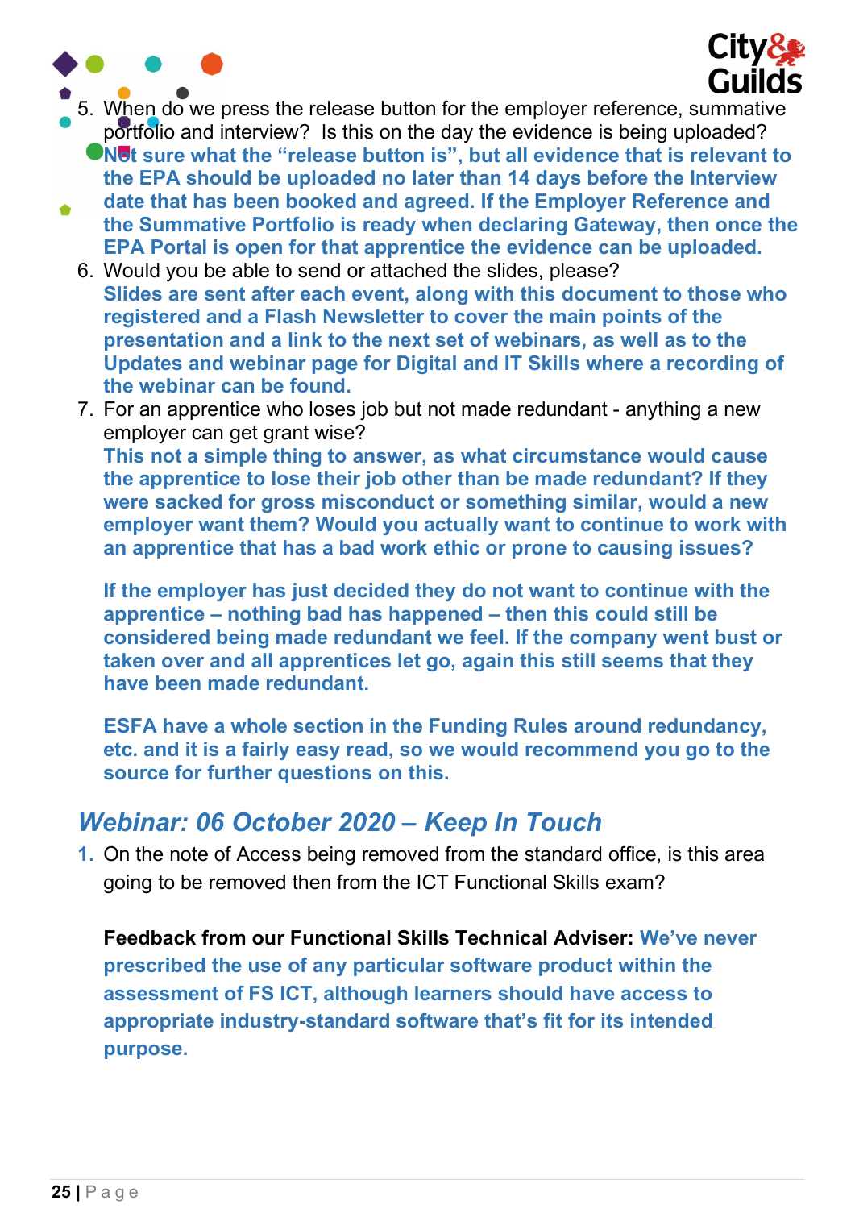5. When do we press the release button for the employer reference, summative portfolio and interview? Is this on the day the evidence is being uploaded?
   **Not sure what the "release button is", but all evidence that is relevant to the EPA should be uploaded no later than 14 days before the Interview date that has been booked and agreed. If the Employer Reference and the Summative Portfolio is ready when declaring Gateway, then once the EPA Portal is open for that apprentice the evidence can be uploaded.**
6. Would you be able to send or attached the slides, please?
   **Slides are sent after each event, along with this document to those who registered and a Flash Newsletter to cover the main points of the presentation and a link to the next set of webinars, as well as to the Updates and webinar page for Digital and IT Skills where a recording of the webinar can be found.**
7. For an apprentice who loses job but not made redundant - anything a new employer can get grant wise?
   **This not a simple thing to answer, as what circumstance would cause the apprentice to lose their job other than be made redundant? If they were sacked for gross misconduct or something similar, would a new employer want them? Would you actually want to continue to work with an apprentice that has a bad work ethic or prone to causing issues?**

   **If the employer has just decided they do not want to continue with the apprentice – nothing bad has happened – then this could still be considered being made redundant we feel. If the company went bust or taken over and all apprentices let go, again this still seems that they have been made redundant.**

   **ESFA have a whole section in the Funding Rules around redundancy, etc. and it is a fairly easy read, so we would recommend you go to the source for further questions on this.**

## *Webinar: 06 October 2020 – Keep In Touch*

1. On the note of Access being removed from the standard office, is this area going to be removed then from the ICT Functional Skills exam?

   **Feedback from our Functional Skills Technical Adviser: We've never prescribed the use of any particular software product within the assessment of FS ICT, although learners should have access to appropriate industry-standard software that's fit for its intended purpose.**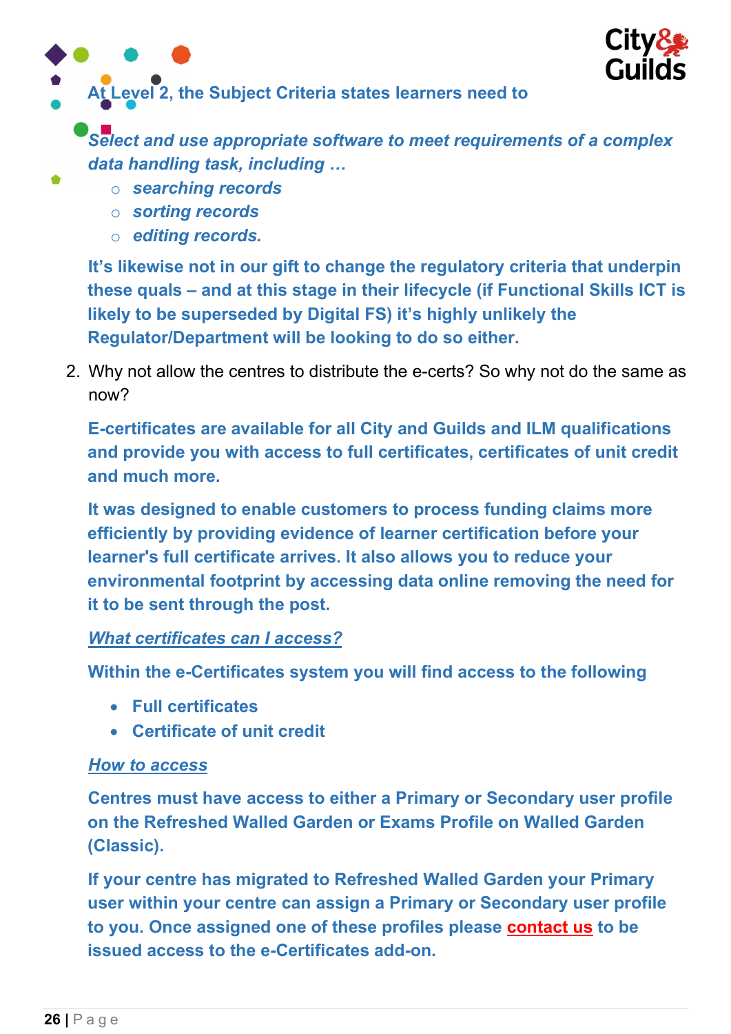**At Level 2, the Subject Criteria states learners need to**

***Select and use appropriate software to meet requirements of a complex data handling task, including …***

- ***searching records***
- ***sorting records***
- ***editing records.***

**It's likewise not in our gift to change the regulatory criteria that underpin these quals – and at this stage in their lifecycle (if Functional Skills ICT is likely to be superseded by Digital FS) it's highly unlikely the Regulator/Department will be looking to do so either.**

2. Why not allow the centres to distribute the e-certs? So why not do the same as now?

**E-certificates are available for all City and Guilds and ILM qualifications and provide you with access to full certificates, certificates of unit credit and much more.**

**It was designed to enable customers to process funding claims more efficiently by providing evidence of learner certification before your learner's full certificate arrives. It also allows you to reduce your environmental footprint by accessing data online removing the need for it to be sent through the post.**

***What certificates can I access?***

**Within the e-Certificates system you will find access to the following**

- **Full certificates**
- **Certificate of unit credit**

***How to access***

**Centres must have access to either a Primary or Secondary user profile on the Refreshed Walled Garden or Exams Profile on Walled Garden (Classic).**

**If your centre has migrated to Refreshed Walled Garden your Primary user within your centre can assign a Primary or Secondary user profile to you. Once assigned one of these profiles please contact us to be issued access to the e-Certificates add-on.**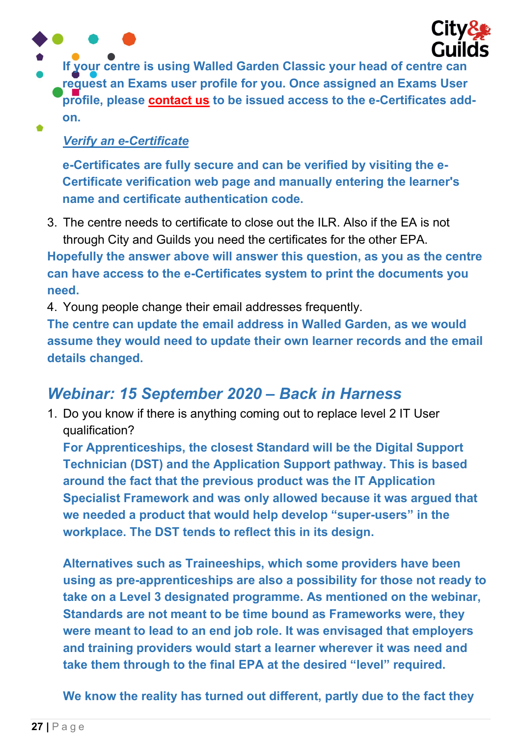**If your centre is using Walled Garden Classic your head of centre can request an Exams user profile for you. Once assigned an Exams User profile, please contact us to be issued access to the e-Certificates add-on.**

***Verify an e-Certificate***

**e-Certificates are fully secure and can be verified by visiting the e-Certificate verification web page and manually entering the learner's name and certificate authentication code.**

3. The centre needs to certificate to close out the ILR. Also if the EA is not through City and Guilds you need the certificates for the other EPA.

**Hopefully the answer above will answer this question, as you as the centre can have access to the e-Certificates system to print the documents you need.**

4. Young people change their email addresses frequently.

**The centre can update the email address in Walled Garden, as we would assume they would need to update their own learner records and the email details changed.**

## *Webinar: 15 September 2020 – Back in Harness*

1. Do you know if there is anything coming out to replace level 2 IT User qualification?

   **For Apprenticeships, the closest Standard will be the Digital Support Technician (DST) and the Application Support pathway. This is based around the fact that the previous product was the IT Application Specialist Framework and was only allowed because it was argued that we needed a product that would help develop "super-users" in the workplace. The DST tends to reflect this in its design.**

   **Alternatives such as Traineeships, which some providers have been using as pre-apprenticeships are also a possibility for those not ready to take on a Level 3 designated programme. As mentioned on the webinar, Standards are not meant to be time bound as Frameworks were, they were meant to lead to an end job role. It was envisaged that employers and training providers would start a learner wherever it was need and take them through to the final EPA at the desired "level" required.**

   **We know the reality has turned out different, partly due to the fact they**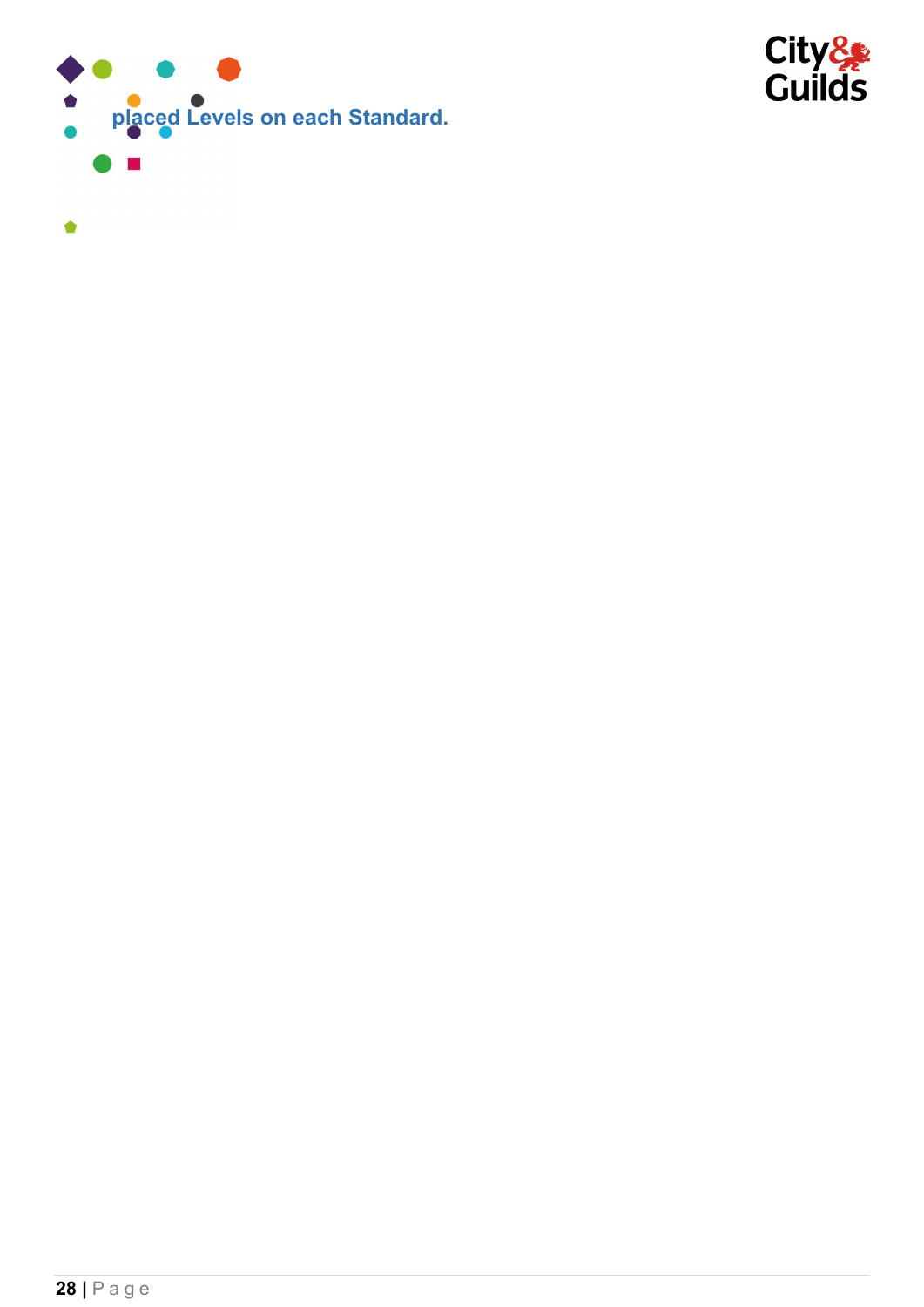placed Levels on each Standard.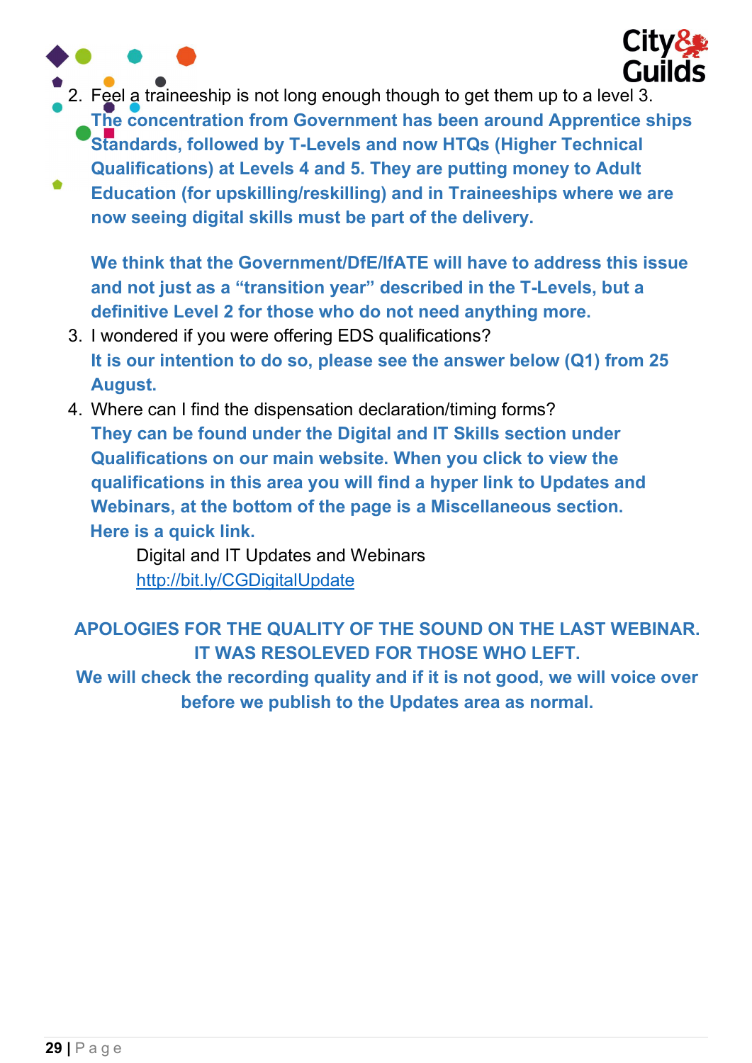2. Feel a traineeship is not long enough though to get them up to a level 3.
   **The concentration from Government has been around Apprentice ships Standards, followed by T-Levels and now HTQs (Higher Technical Qualifications) at Levels 4 and 5. They are putting money to Adult Education (for upskilling/reskilling) and in Traineeships where we are now seeing digital skills must be part of the delivery.**

   **We think that the Government/DfE/IfATE will have to address this issue and not just as a "transition year" described in the T-Levels, but a definitive Level 2 for those who do not need anything more.**
3. I wondered if you were offering EDS qualifications?
   **It is our intention to do so, please see the answer below (Q1) from 25 August.**
4. Where can I find the dispensation declaration/timing forms?
   **They can be found under the Digital and IT Skills section under Qualifications on our main website. When you click to view the qualifications in this area you will find a hyper link to Updates and Webinars, at the bottom of the page is a Miscellaneous section.**
   **Here is a quick link.**

   Digital and IT Updates and Webinars
   http://bit.ly/CGDigitalUpdate

**APOLOGIES FOR THE QUALITY OF THE SOUND ON THE LAST WEBINAR. IT WAS RESOLEVED FOR THOSE WHO LEFT.**
**We will check the recording quality and if it is not good, we will voice over before we publish to the Updates area as normal.**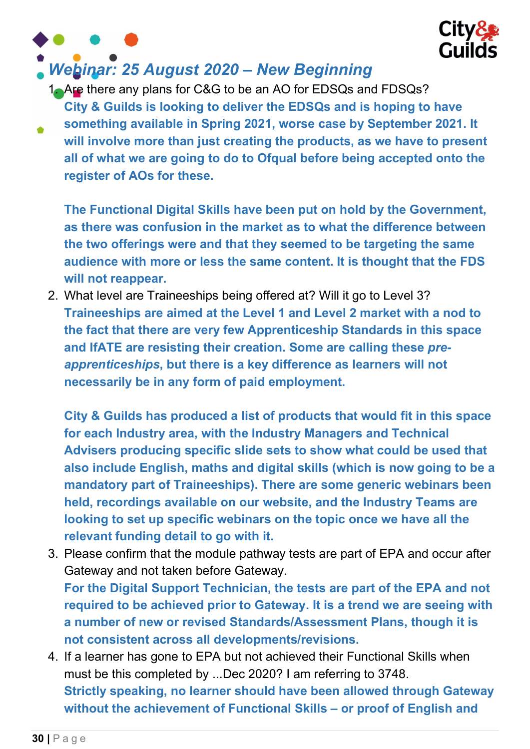## *Webinar: 25 August 2020 – New Beginning*

1. Are there any plans for C&G to be an AO for EDSQs and FDSQs?
   **City & Guilds is looking to deliver the EDSQs and is hoping to have something available in Spring 2021, worse case by September 2021. It will involve more than just creating the products, as we have to present all of what we are going to do to Ofqual before being accepted onto the register of AOs for these.**

   **The Functional Digital Skills have been put on hold by the Government, as there was confusion in the market as to what the difference between the two offerings were and that they seemed to be targeting the same audience with more or less the same content. It is thought that the FDS will not reappear.**
2. What level are Traineeships being offered at? Will it go to Level 3?
   **Traineeships are aimed at the Level 1 and Level 2 market with a nod to the fact that there are very few Apprenticeship Standards in this space and IfATE are resisting their creation. Some are calling these *pre-apprenticeships*, but there is a key difference as learners will not necessarily be in any form of paid employment.**

   **City & Guilds has produced a list of products that would fit in this space for each Industry area, with the Industry Managers and Technical Advisers producing specific slide sets to show what could be used that also include English, maths and digital skills (which is now going to be a mandatory part of Traineeships). There are some generic webinars been held, recordings available on our website, and the Industry Teams are looking to set up specific webinars on the topic once we have all the relevant funding detail to go with it.**
3. Please confirm that the module pathway tests are part of EPA and occur after Gateway and not taken before Gateway.
   **For the Digital Support Technician, the tests are part of the EPA and not required to be achieved prior to Gateway. It is a trend we are seeing with a number of new or revised Standards/Assessment Plans, though it is not consistent across all developments/revisions.**
4. If a learner has gone to EPA but not achieved their Functional Skills when must be this completed by ...Dec 2020? I am referring to 3748.
   **Strictly speaking, no learner should have been allowed through Gateway without the achievement of Functional Skills – or proof of English and**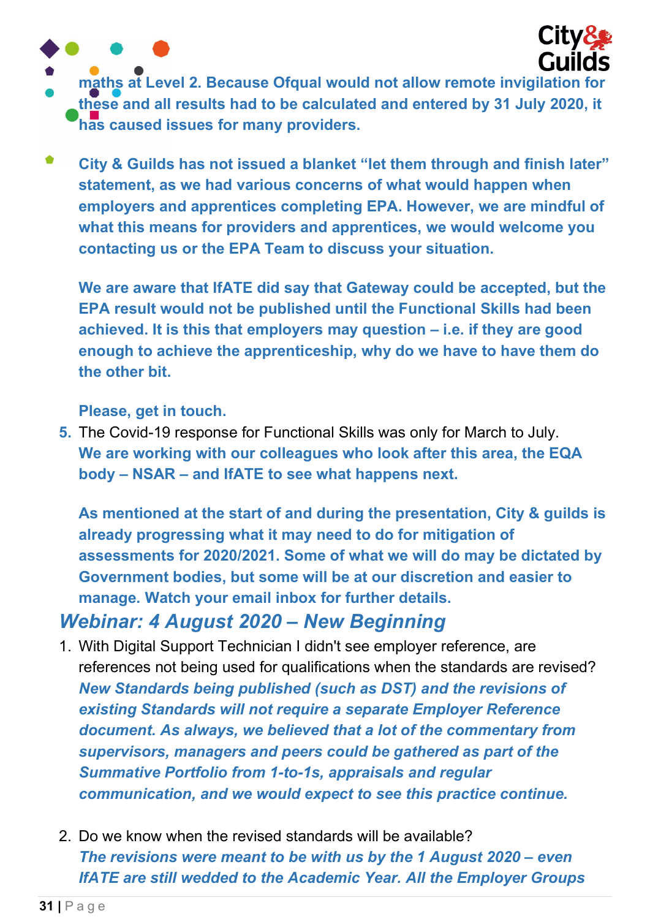**maths at Level 2. Because Ofqual would not allow remote invigilation for these and all results had to be calculated and entered by 31 July 2020, it has caused issues for many providers.**

**City & Guilds has not issued a blanket "let them through and finish later" statement, as we had various concerns of what would happen when employers and apprentices completing EPA. However, we are mindful of what this means for providers and apprentices, we would welcome you contacting us or the EPA Team to discuss your situation.**

**We are aware that IfATE did say that Gateway could be accepted, but the EPA result would not be published until the Functional Skills had been achieved. It is this that employers may question – i.e. if they are good enough to achieve the apprenticeship, why do we have to have them do the other bit.**

**Please, get in touch.**

5. The Covid-19 response for Functional Skills was only for March to July.
   **We are working with our colleagues who look after this area, the EQA body – NSAR – and IfATE to see what happens next.**

   **As mentioned at the start of and during the presentation, City & guilds is already progressing what it may need to do for mitigation of assessments for 2020/2021. Some of what we will do may be dictated by Government bodies, but some will be at our discretion and easier to manage. Watch your email inbox for further details.**

## *Webinar: 4 August 2020 – New Beginning*

1. With Digital Support Technician I didn't see employer reference, are references not being used for qualifications when the standards are revised?
   ***New Standards being published (such as DST) and the revisions of existing Standards will not require a separate Employer Reference document. As always, we believed that a lot of the commentary from supervisors, managers and peers could be gathered as part of the Summative Portfolio from 1-to-1s, appraisals and regular communication, and we would expect to see this practice continue.***

2. Do we know when the revised standards will be available?
   ***The revisions were meant to be with us by the 1 August 2020 – even IfATE are still wedded to the Academic Year. All the Employer Groups***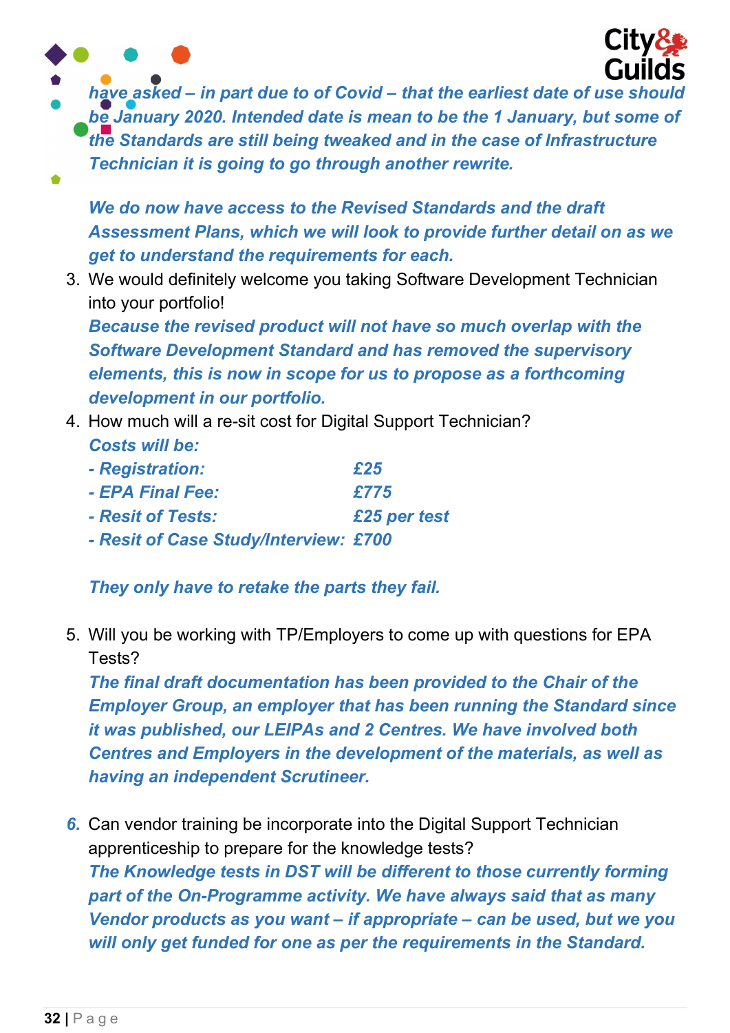*have asked – in part due to of Covid – that the earliest date of use should be January 2020. Intended date is mean to be the 1 January, but some of the Standards are still being tweaked and in the case of Infrastructure Technician it is going to go through another rewrite.*

*We do now have access to the Revised Standards and the draft Assessment Plans, which we will look to provide further detail on as we get to understand the requirements for each.*

3. We would definitely welcome you taking Software Development Technician into your portfolio!
   ***Because the revised product will not have so much overlap with the Software Development Standard and has removed the supervisory elements, this is now in scope for us to propose as a forthcoming development in our portfolio.***
4. How much will a re-sit cost for Digital Support Technician?
   ***Costs will be:***
   ***- Registration: £25***
   ***- EPA Final Fee: £775***
   ***- Resit of Tests: £25 per test***
   ***- Resit of Case Study/Interview: £700***

   ***They only have to retake the parts they fail.***

5. Will you be working with TP/Employers to come up with questions for EPA Tests?
   ***The final draft documentation has been provided to the Chair of the Employer Group, an employer that has been running the Standard since it was published, our LEIPAs and 2 Centres. We have involved both Centres and Employers in the development of the materials, as well as having an independent Scrutineer.***

6. Can vendor training be incorporate into the Digital Support Technician apprenticeship to prepare for the knowledge tests?
   ***The Knowledge tests in DST will be different to those currently forming part of the On-Programme activity. We have always said that as many Vendor products as you want – if appropriate – can be used, but we you will only get funded for one as per the requirements in the Standard.***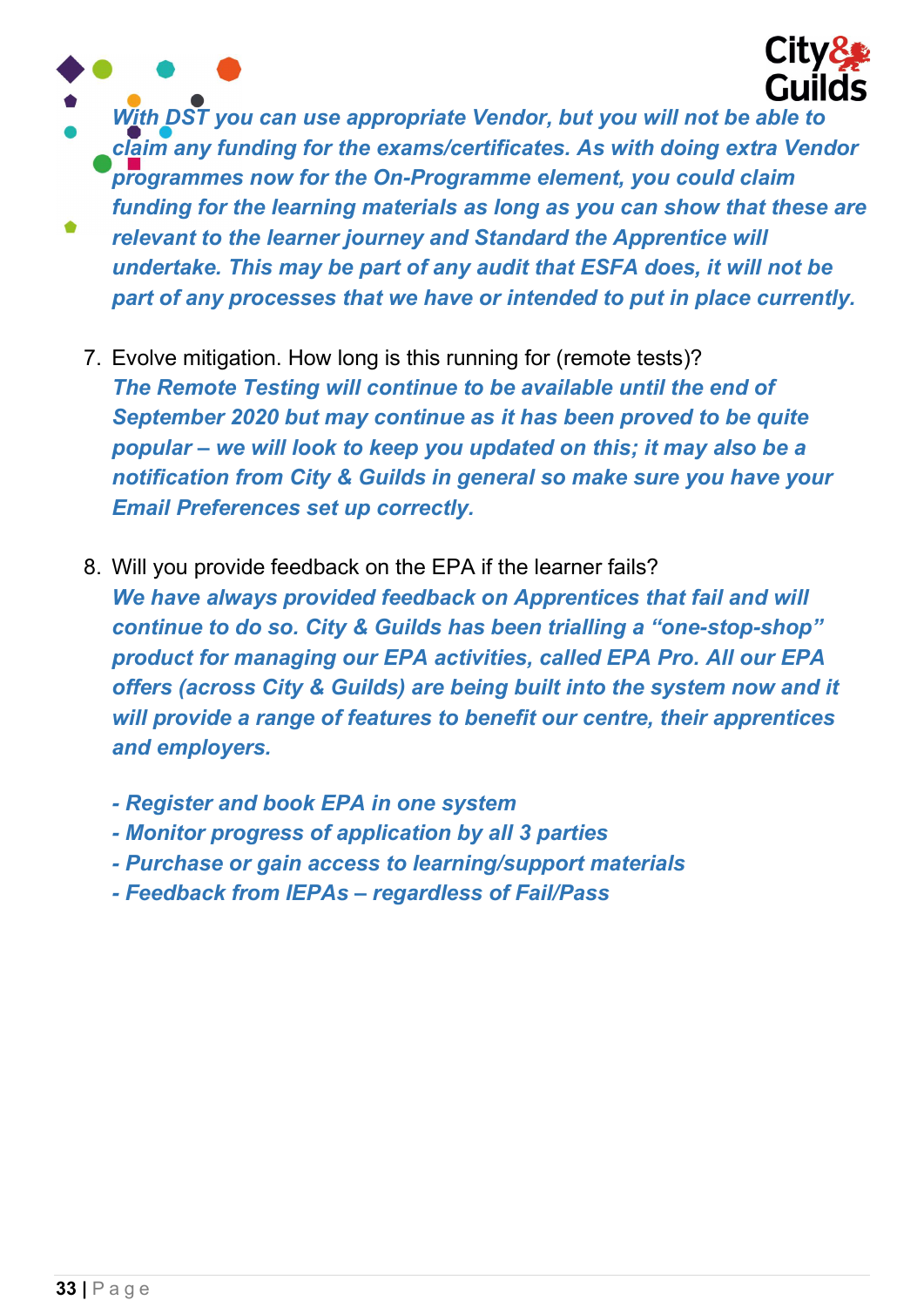*With DST you can use appropriate Vendor, but you will not be able to claim any funding for the exams/certificates. As with doing extra Vendor programmes now for the On-Programme element, you could claim funding for the learning materials as long as you can show that these are relevant to the learner journey and Standard the Apprentice will undertake. This may be part of any audit that ESFA does, it will not be part of any processes that we have or intended to put in place currently.*

7. Evolve mitigation. How long is this running for (remote tests)?
   *The Remote Testing will continue to be available until the end of September 2020 but may continue as it has been proved to be quite popular – we will look to keep you updated on this; it may also be a notification from City & Guilds in general so make sure you have your Email Preferences set up correctly.*

8. Will you provide feedback on the EPA if the learner fails?
   *We have always provided feedback on Apprentices that fail and will continue to do so. City & Guilds has been trialling a "one-stop-shop" product for managing our EPA activities, called EPA Pro. All our EPA offers (across City & Guilds) are being built into the system now and it will provide a range of features to benefit our centre, their apprentices and employers.*

   *- Register and book EPA in one system*
   *- Monitor progress of application by all 3 parties*
   *- Purchase or gain access to learning/support materials*
   *- Feedback from IEPAs – regardless of Fail/Pass*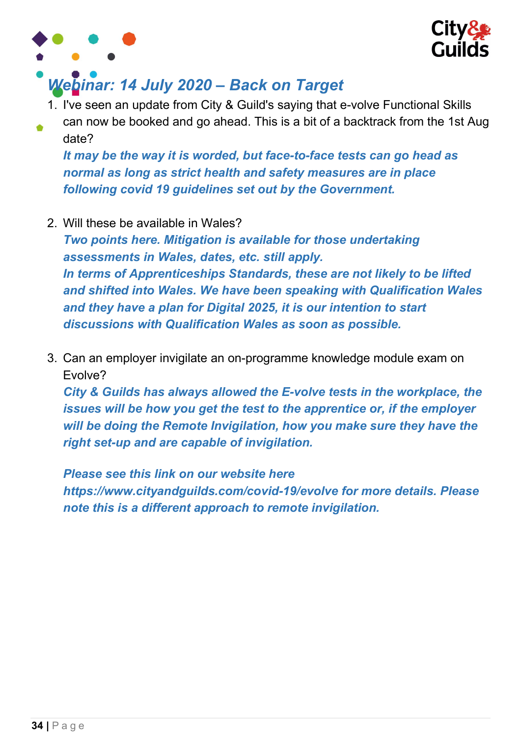## *Webinar: 14 July 2020 – Back on Target*

1. I've seen an update from City & Guild's saying that e-volve Functional Skills can now be booked and go ahead. This is a bit of a backtrack from the 1st Aug date?
   ***It may be the way it is worded, but face-to-face tests can go head as normal as long as strict health and safety measures are in place following covid 19 guidelines set out by the Government.***

2. Will these be available in Wales?
   ***Two points here. Mitigation is available for those undertaking assessments in Wales, dates, etc. still apply.***
   ***In terms of Apprenticeships Standards, these are not likely to be lifted and shifted into Wales. We have been speaking with Qualification Wales and they have a plan for Digital 2025, it is our intention to start discussions with Qualification Wales as soon as possible.***

3. Can an employer invigilate an on-programme knowledge module exam on Evolve?
   ***City & Guilds has always allowed the E-volve tests in the workplace, the issues will be how you get the test to the apprentice or, if the employer will be doing the Remote Invigilation, how you make sure they have the right set-up and are capable of invigilation.***

   ***Please see this link on our website here https://www.cityandguilds.com/covid-19/evolve for more details. Please note this is a different approach to remote invigilation.***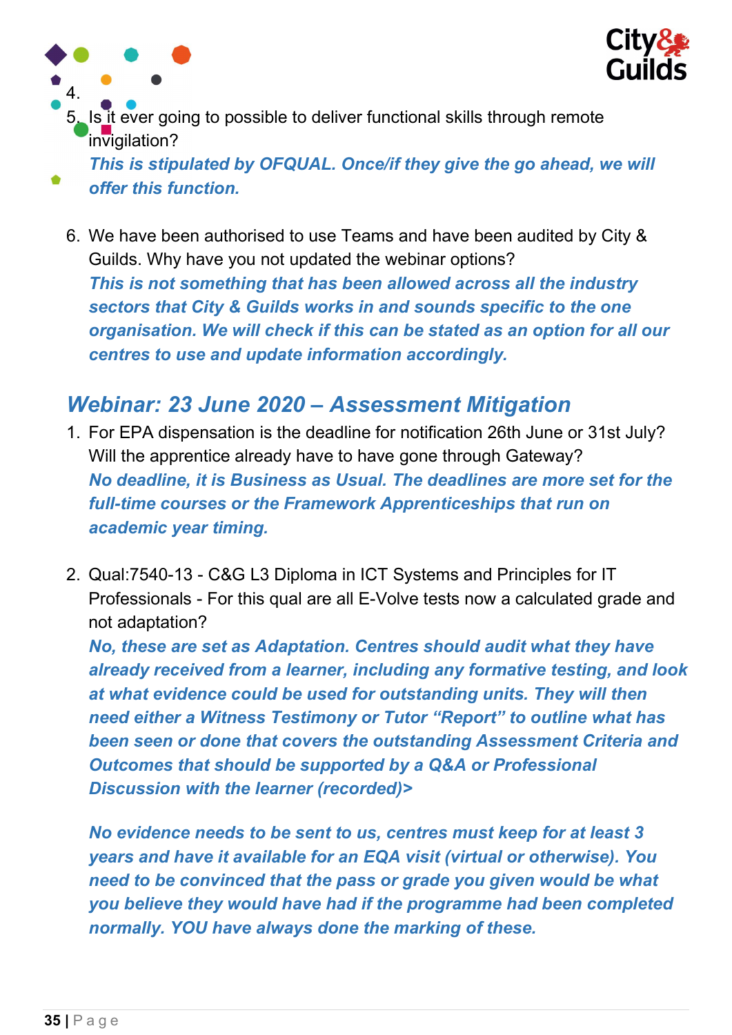4.
5. Is it ever going to possible to deliver functional skills through remote invigilation?
   ***This is stipulated by OFQUAL. Once/if they give the go ahead, we will offer this function.***

6. We have been authorised to use Teams and have been audited by City & Guilds. Why have you not updated the webinar options?
   ***This is not something that has been allowed across all the industry sectors that City & Guilds works in and sounds specific to the one organisation. We will check if this can be stated as an option for all our centres to use and update information accordingly.***

## *Webinar: 23 June 2020 – Assessment Mitigation*

1. For EPA dispensation is the deadline for notification 26th June or 31st July? Will the apprentice already have to have gone through Gateway?
   ***No deadline, it is Business as Usual. The deadlines are more set for the full-time courses or the Framework Apprenticeships that run on academic year timing.***

2. Qual:7540-13 - C&G L3 Diploma in ICT Systems and Principles for IT Professionals - For this qual are all E-Volve tests now a calculated grade and not adaptation?
   ***No, these are set as Adaptation. Centres should audit what they have already received from a learner, including any formative testing, and look at what evidence could be used for outstanding units. They will then need either a Witness Testimony or Tutor "Report" to outline what has been seen or done that covers the outstanding Assessment Criteria and Outcomes that should be supported by a Q&A or Professional Discussion with the learner (recorded)>***

   ***No evidence needs to be sent to us, centres must keep for at least 3 years and have it available for an EQA visit (virtual or otherwise). You need to be convinced that the pass or grade you given would be what you believe they would have had if the programme had been completed normally. YOU have always done the marking of these.***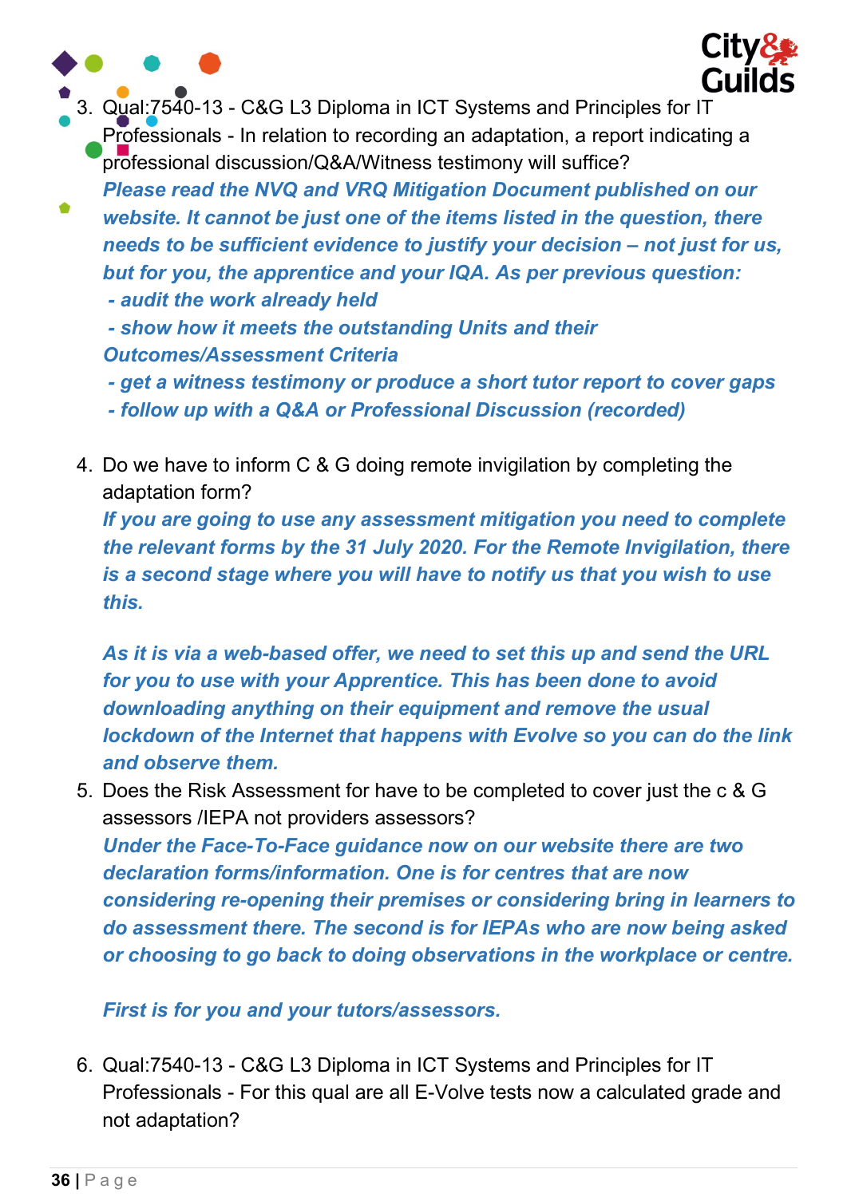3. Qual:7540-13 - C&G L3 Diploma in ICT Systems and Principles for IT Professionals - In relation to recording an adaptation, a report indicating a professional discussion/Q&A/Witness testimony will suffice?
   ***Please read the NVQ and VRQ Mitigation Document published on our website. It cannot be just one of the items listed in the question, there needs to be sufficient evidence to justify your decision – not just for us, but for you, the apprentice and your IQA. As per previous question:***
   ***- audit the work already held***
   ***- show how it meets the outstanding Units and their Outcomes/Assessment Criteria***
   ***- get a witness testimony or produce a short tutor report to cover gaps***
   ***- follow up with a Q&A or Professional Discussion (recorded)***

4. Do we have to inform C & G doing remote invigilation by completing the adaptation form?
   ***If you are going to use any assessment mitigation you need to complete the relevant forms by the 31 July 2020. For the Remote Invigilation, there is a second stage where you will have to notify us that you wish to use this.***

   ***As it is via a web-based offer, we need to set this up and send the URL for you to use with your Apprentice. This has been done to avoid downloading anything on their equipment and remove the usual lockdown of the Internet that happens with Evolve so you can do the link and observe them.***

5. Does the Risk Assessment for have to be completed to cover just the c & G assessors /IEPA not providers assessors?
   ***Under the Face-To-Face guidance now on our website there are two declaration forms/information. One is for centres that are now considering re-opening their premises or considering bring in learners to do assessment there. The second is for IEPAs who are now being asked or choosing to go back to doing observations in the workplace or centre.***

   ***First is for you and your tutors/assessors.***

6. Qual:7540-13 - C&G L3 Diploma in ICT Systems and Principles for IT Professionals - For this qual are all E-Volve tests now a calculated grade and not adaptation?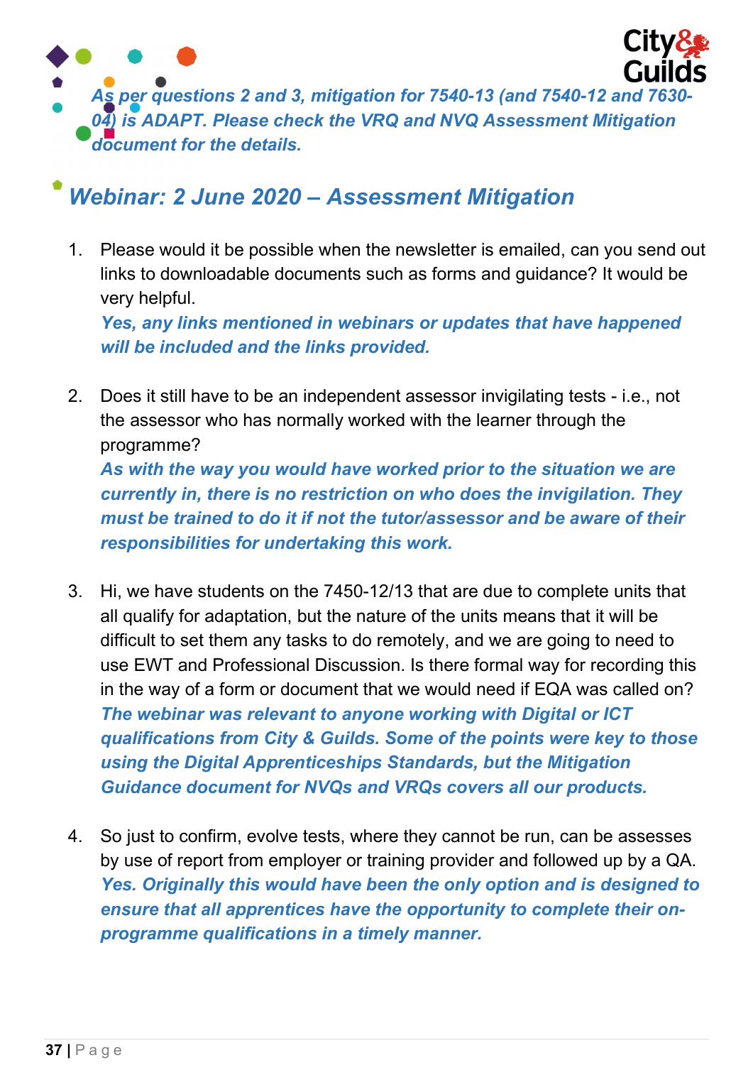***As per questions 2 and 3, mitigation for 7540-13 (and 7540-12 and 7630-04) is ADAPT. Please check the VRQ and NVQ Assessment Mitigation document for the details.***

## *Webinar: 2 June 2020 – Assessment Mitigation*

1. Please would it be possible when the newsletter is emailed, can you send out links to downloadable documents such as forms and guidance? It would be very helpful.
   ***Yes, any links mentioned in webinars or updates that have happened will be included and the links provided.***

2. Does it still have to be an independent assessor invigilating tests - i.e., not the assessor who has normally worked with the learner through the programme?
   ***As with the way you would have worked prior to the situation we are currently in, there is no restriction on who does the invigilation. They must be trained to do it if not the tutor/assessor and be aware of their responsibilities for undertaking this work.***

3. Hi, we have students on the 7450-12/13 that are due to complete units that all qualify for adaptation, but the nature of the units means that it will be difficult to set them any tasks to do remotely, and we are going to need to use EWT and Professional Discussion. Is there formal way for recording this in the way of a form or document that we would need if EQA was called on?
   ***The webinar was relevant to anyone working with Digital or ICT qualifications from City & Guilds. Some of the points were key to those using the Digital Apprenticeships Standards, but the Mitigation Guidance document for NVQs and VRQs covers all our products.***

4. So just to confirm, evolve tests, where they cannot be run, can be assesses by use of report from employer or training provider and followed up by a QA.
   ***Yes. Originally this would have been the only option and is designed to ensure that all apprentices have the opportunity to complete their on-programme qualifications in a timely manner.***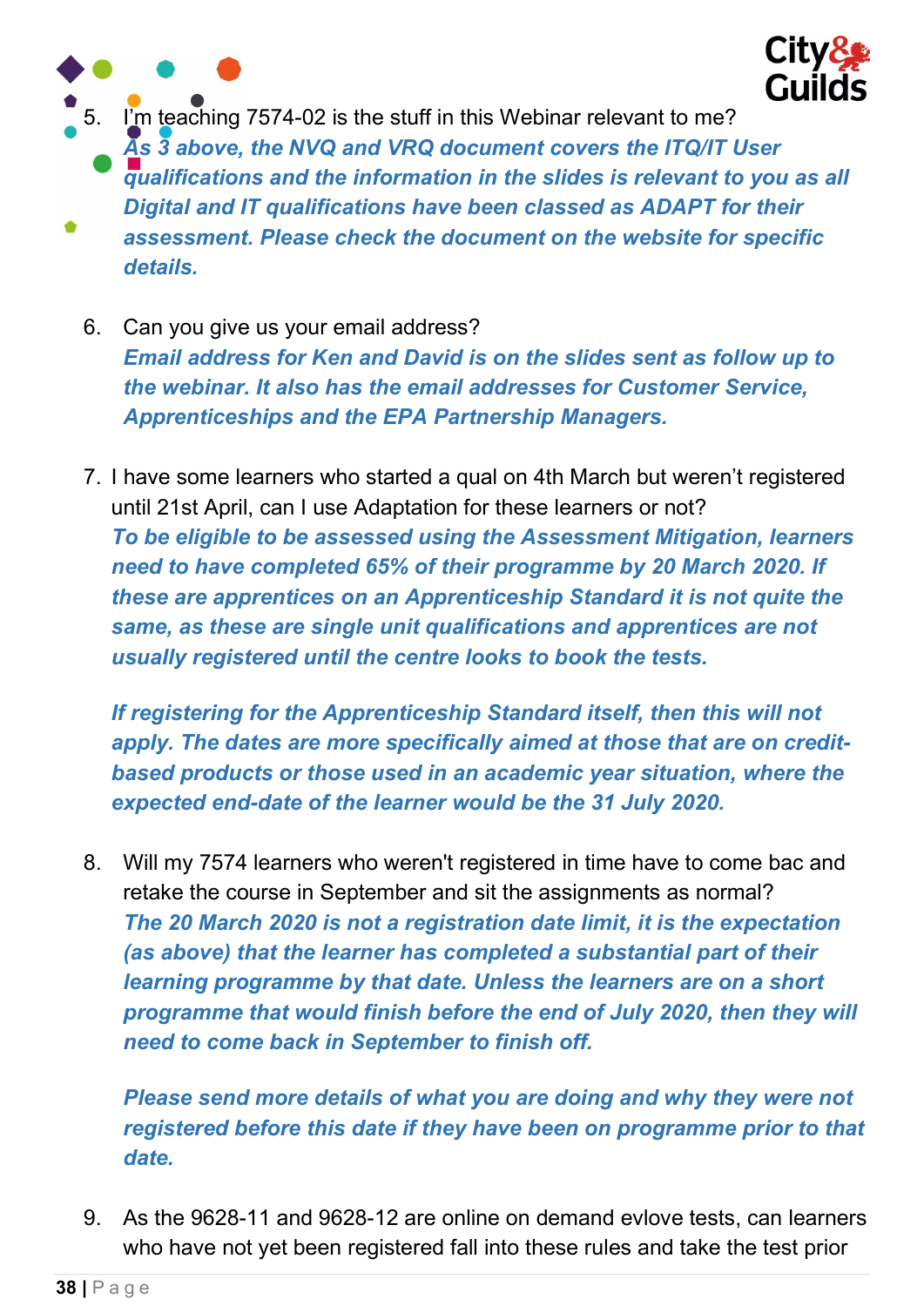5. I'm teaching 7574-02 is the stuff in this Webinar relevant to me?
   ***As 3 above, the NVQ and VRQ document covers the ITQ/IT User qualifications and the information in the slides is relevant to you as all Digital and IT qualifications have been classed as ADAPT for their assessment. Please check the document on the website for specific details.***

6. Can you give us your email address?
   ***Email address for Ken and David is on the slides sent as follow up to the webinar. It also has the email addresses for Customer Service, Apprenticeships and the EPA Partnership Managers.***

7. I have some learners who started a qual on 4th March but weren't registered until 21st April, can I use Adaptation for these learners or not?
   ***To be eligible to be assessed using the Assessment Mitigation, learners need to have completed 65% of their programme by 20 March 2020. If these are apprentices on an Apprenticeship Standard it is not quite the same, as these are single unit qualifications and apprentices are not usually registered until the centre looks to book the tests.***

   ***If registering for the Apprenticeship Standard itself, then this will not apply. The dates are more specifically aimed at those that are on credit-based products or those used in an academic year situation, where the expected end-date of the learner would be the 31 July 2020.***

8. Will my 7574 learners who weren't registered in time have to come bac and retake the course in September and sit the assignments as normal?
   ***The 20 March 2020 is not a registration date limit, it is the expectation (as above) that the learner has completed a substantial part of their learning programme by that date. Unless the learners are on a short programme that would finish before the end of July 2020, then they will need to come back in September to finish off.***

   ***Please send more details of what you are doing and why they were not registered before this date if they have been on programme prior to that date.***

9. As the 9628-11 and 9628-12 are online on demand evlove tests, can learners who have not yet been registered fall into these rules and take the test prior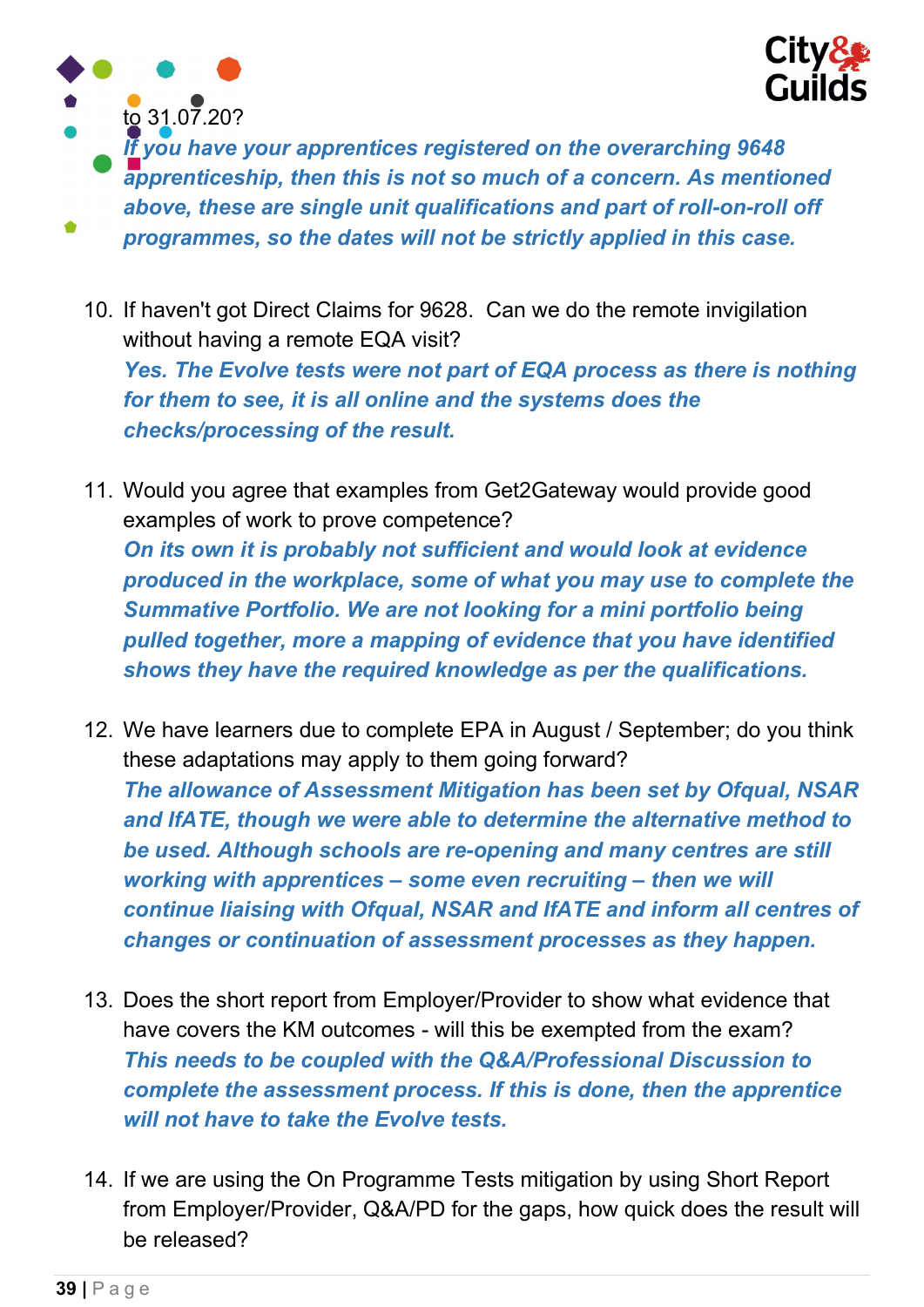to 31.07.20?

***If you have your apprentices registered on the overarching 9648 apprenticeship, then this is not so much of a concern. As mentioned above, these are single unit qualifications and part of roll-on-roll off programmes, so the dates will not be strictly applied in this case.***

10. If haven't got Direct Claims for 9628. Can we do the remote invigilation without having a remote EQA visit?
***Yes. The Evolve tests were not part of EQA process as there is nothing for them to see, it is all online and the systems does the checks/processing of the result.***

11. Would you agree that examples from Get2Gateway would provide good examples of work to prove competence?
***On its own it is probably not sufficient and would look at evidence produced in the workplace, some of what you may use to complete the Summative Portfolio. We are not looking for a mini portfolio being pulled together, more a mapping of evidence that you have identified shows they have the required knowledge as per the qualifications.***

12. We have learners due to complete EPA in August / September; do you think these adaptations may apply to them going forward?
***The allowance of Assessment Mitigation has been set by Ofqual, NSAR and IfATE, though we were able to determine the alternative method to be used. Although schools are re-opening and many centres are still working with apprentices – some even recruiting – then we will continue liaising with Ofqual, NSAR and IfATE and inform all centres of changes or continuation of assessment processes as they happen.***

13. Does the short report from Employer/Provider to show what evidence that have covers the KM outcomes - will this be exempted from the exam?
***This needs to be coupled with the Q&A/Professional Discussion to complete the assessment process. If this is done, then the apprentice will not have to take the Evolve tests.***

14. If we are using the On Programme Tests mitigation by using Short Report from Employer/Provider, Q&A/PD for the gaps, how quick does the result will be released?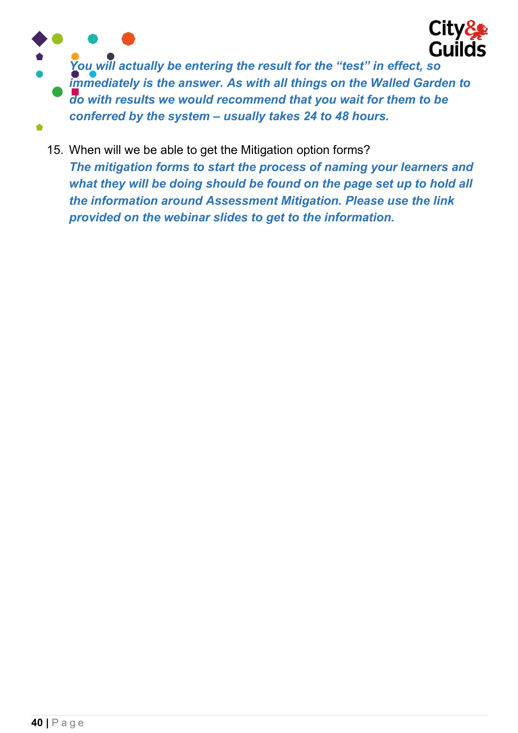*You will actually be entering the result for the "test" in effect, so immediately is the answer. As with all things on the Walled Garden to do with results we would recommend that you wait for them to be conferred by the system – usually takes 24 to 48 hours.*

15. When will we be able to get the Mitigation option forms?
    ***The mitigation forms to start the process of naming your learners and what they will be doing should be found on the page set up to hold all the information around Assessment Mitigation. Please use the link provided on the webinar slides to get to the information.***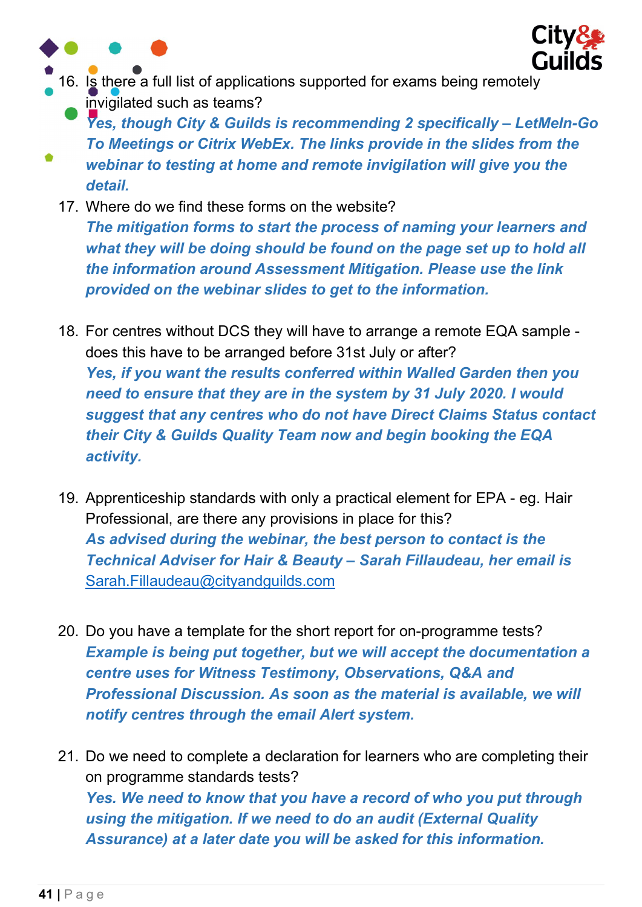16. Is there a full list of applications supported for exams being remotely invigilated such as teams?
    ***Yes, though City & Guilds is recommending 2 specifically – LetMeIn-Go To Meetings or Citrix WebEx. The links provide in the slides from the webinar to testing at home and remote invigilation will give you the detail.***
17. Where do we find these forms on the website?
    ***The mitigation forms to start the process of naming your learners and what they will be doing should be found on the page set up to hold all the information around Assessment Mitigation. Please use the link provided on the webinar slides to get to the information.***

18. For centres without DCS they will have to arrange a remote EQA sample - does this have to be arranged before 31st July or after?
    ***Yes, if you want the results conferred within Walled Garden then you need to ensure that they are in the system by 31 July 2020. I would suggest that any centres who do not have Direct Claims Status contact their City & Guilds Quality Team now and begin booking the EQA activity.***

19. Apprenticeship standards with only a practical element for EPA - eg. Hair Professional, are there any provisions in place for this?
    ***As advised during the webinar, the best person to contact is the Technical Adviser for Hair & Beauty – Sarah Fillaudeau, her email is*** Sarah.Fillaudeau@cityandguilds.com

20. Do you have a template for the short report for on-programme tests?
    ***Example is being put together, but we will accept the documentation a centre uses for Witness Testimony, Observations, Q&A and Professional Discussion. As soon as the material is available, we will notify centres through the email Alert system.***

21. Do we need to complete a declaration for learners who are completing their on programme standards tests?
    ***Yes. We need to know that you have a record of who you put through using the mitigation. If we need to do an audit (External Quality Assurance) at a later date you will be asked for this information.***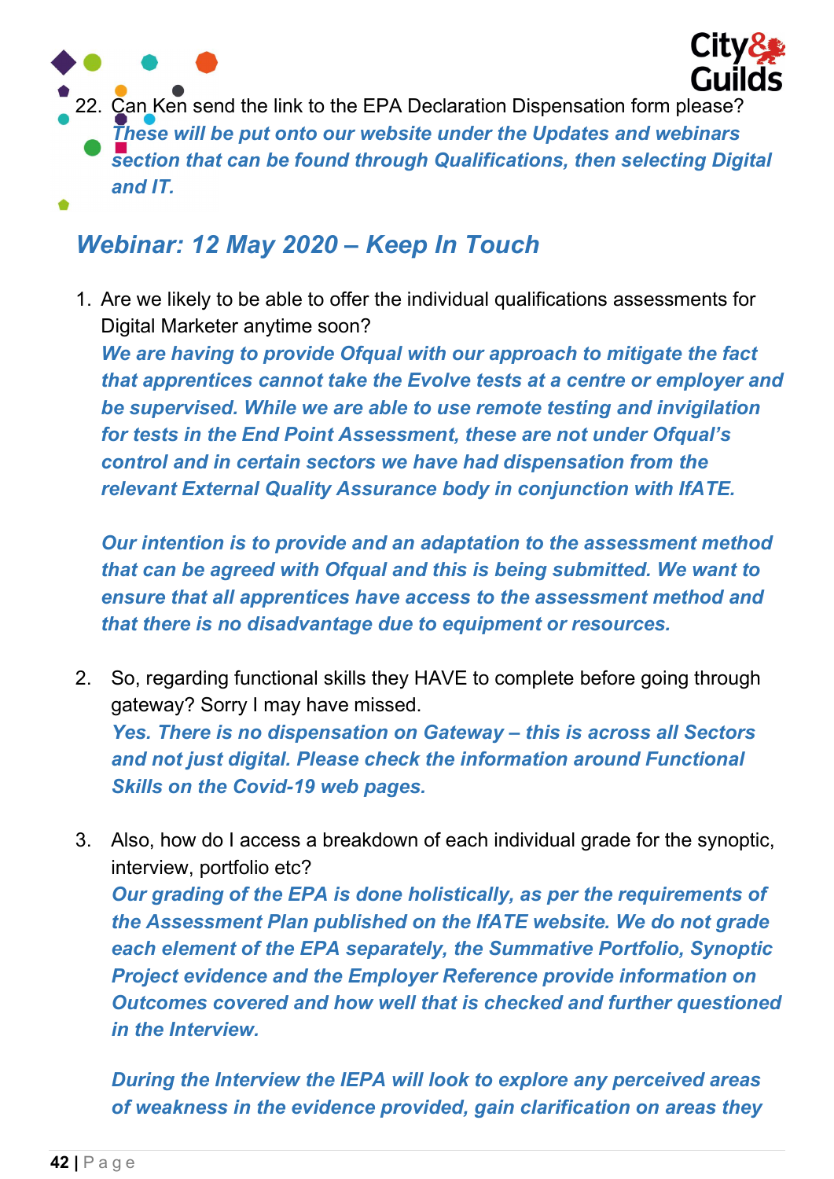22. Can Ken send the link to the EPA Declaration Dispensation form please?
*These will be put onto our website under the Updates and webinars section that can be found through Qualifications, then selecting Digital and IT.*

## *Webinar: 12 May 2020 – Keep In Touch*

1. Are we likely to be able to offer the individual qualifications assessments for Digital Marketer anytime soon?
*We are having to provide Ofqual with our approach to mitigate the fact that apprentices cannot take the Evolve tests at a centre or employer and be supervised. While we are able to use remote testing and invigilation for tests in the End Point Assessment, these are not under Ofqual's control and in certain sectors we have had dispensation from the relevant External Quality Assurance body in conjunction with IfATE.*

   *Our intention is to provide and an adaptation to the assessment method that can be agreed with Ofqual and this is being submitted. We want to ensure that all apprentices have access to the assessment method and that there is no disadvantage due to equipment or resources.*

2. So, regarding functional skills they HAVE to complete before going through gateway? Sorry I may have missed.
*Yes. There is no dispensation on Gateway – this is across all Sectors and not just digital. Please check the information around Functional Skills on the Covid-19 web pages.*

3. Also, how do I access a breakdown of each individual grade for the synoptic, interview, portfolio etc?
*Our grading of the EPA is done holistically, as per the requirements of the Assessment Plan published on the IfATE website. We do not grade each element of the EPA separately, the Summative Portfolio, Synoptic Project evidence and the Employer Reference provide information on Outcomes covered and how well that is checked and further questioned in the Interview.*

   *During the Interview the IEPA will look to explore any perceived areas of weakness in the evidence provided, gain clarification on areas they*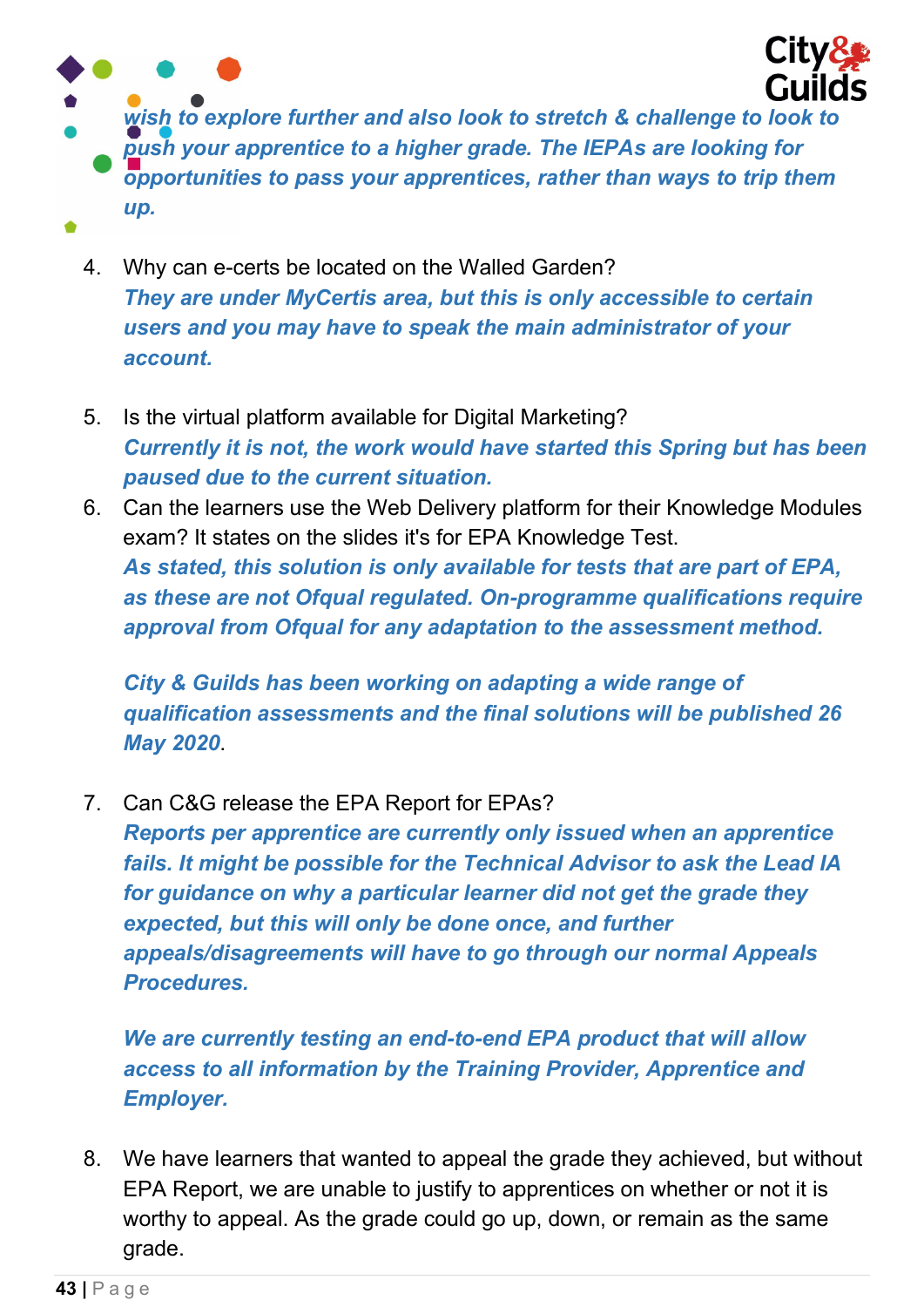***wish to explore further and also look to stretch & challenge to look to push your apprentice to a higher grade. The IEPAs are looking for opportunities to pass your apprentices, rather than ways to trip them up.***

4. Why can e-certs be located on the Walled Garden?
   ***They are under MyCertis area, but this is only accessible to certain users and you may have to speak the main administrator of your account.***

5. Is the virtual platform available for Digital Marketing?
   ***Currently it is not, the work would have started this Spring but has been paused due to the current situation.***
6. Can the learners use the Web Delivery platform for their Knowledge Modules exam? It states on the slides it's for EPA Knowledge Test.
   ***As stated, this solution is only available for tests that are part of EPA, as these are not Ofqual regulated. On-programme qualifications require approval from Ofqual for any adaptation to the assessment method.***

   ***City & Guilds has been working on adapting a wide range of qualification assessments and the final solutions will be published 26 May 2020***.

7. Can C&G release the EPA Report for EPAs?
   ***Reports per apprentice are currently only issued when an apprentice fails. It might be possible for the Technical Advisor to ask the Lead IA for guidance on why a particular learner did not get the grade they expected, but this will only be done once, and further appeals/disagreements will have to go through our normal Appeals Procedures.***

   ***We are currently testing an end-to-end EPA product that will allow access to all information by the Training Provider, Apprentice and Employer.***

8. We have learners that wanted to appeal the grade they achieved, but without EPA Report, we are unable to justify to apprentices on whether or not it is worthy to appeal. As the grade could go up, down, or remain as the same grade.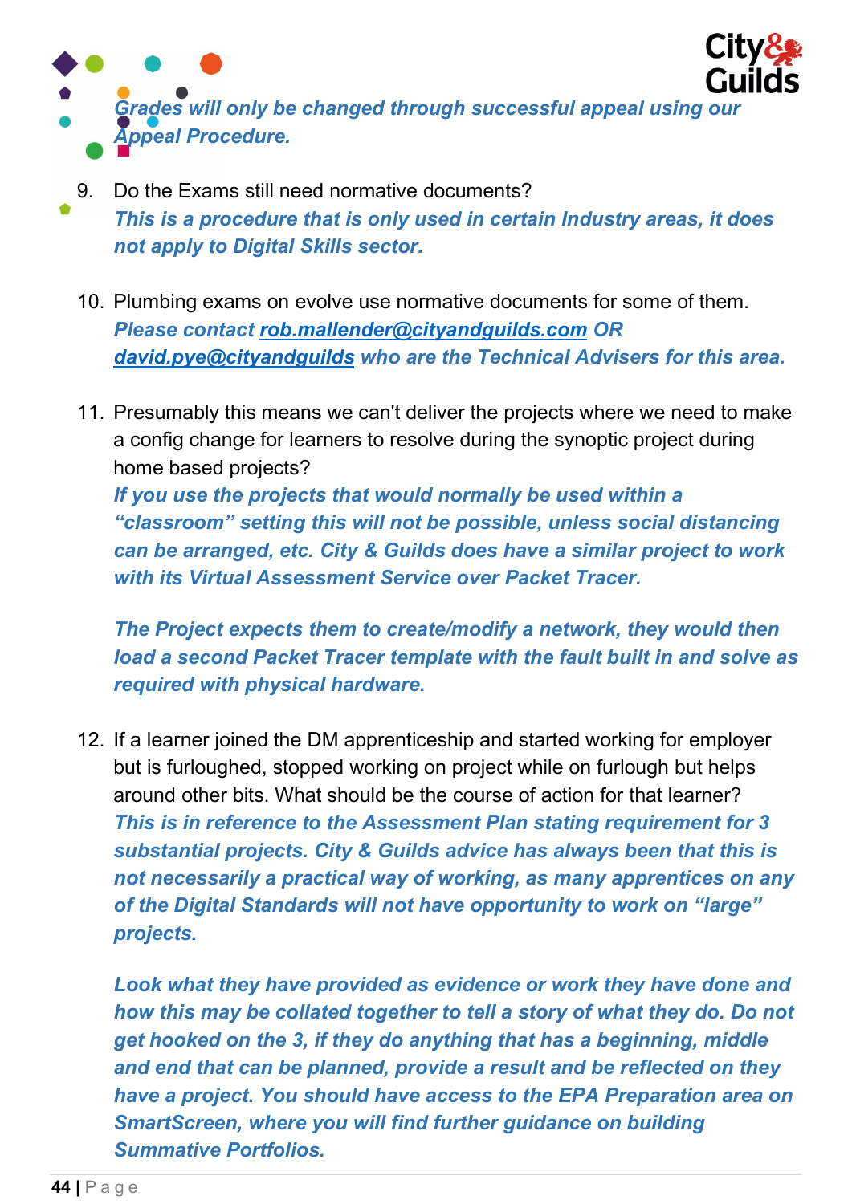*Grades will only be changed through successful appeal using our Appeal Procedure.*

9. Do the Exams still need normative documents?
   ***This is a procedure that is only used in certain Industry areas, it does not apply to Digital Skills sector.***

10. Plumbing exams on evolve use normative documents for some of them.
    ***Please contact rob.mallender@cityandguilds.com OR david.pye@cityandguilds who are the Technical Advisers for this area.***

11. Presumably this means we can't deliver the projects where we need to make a config change for learners to resolve during the synoptic project during home based projects?
    ***If you use the projects that would normally be used within a "classroom" setting this will not be possible, unless social distancing can be arranged, etc. City & Guilds does have a similar project to work with its Virtual Assessment Service over Packet Tracer.***

    ***The Project expects them to create/modify a network, they would then load a second Packet Tracer template with the fault built in and solve as required with physical hardware.***

12. If a learner joined the DM apprenticeship and started working for employer but is furloughed, stopped working on project while on furlough but helps around other bits. What should be the course of action for that learner?
    ***This is in reference to the Assessment Plan stating requirement for 3 substantial projects. City & Guilds advice has always been that this is not necessarily a practical way of working, as many apprentices on any of the Digital Standards will not have opportunity to work on "large" projects.***

    ***Look what they have provided as evidence or work they have done and how this may be collated together to tell a story of what they do. Do not get hooked on the 3, if they do anything that has a beginning, middle and end that can be planned, provide a result and be reflected on they have a project. You should have access to the EPA Preparation area on SmartScreen, where you will find further guidance on building Summative Portfolios.***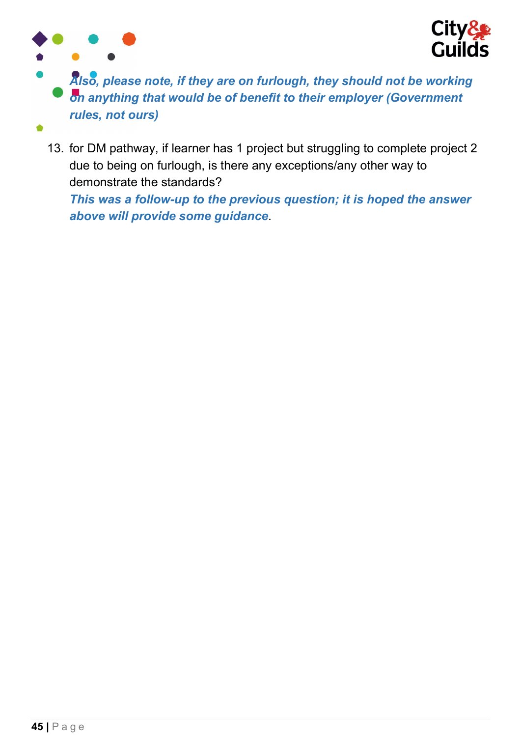***Also, please note, if they are on furlough, they should not be working on anything that would be of benefit to their employer (Government rules, not ours)***

13. for DM pathway, if learner has 1 project but struggling to complete project 2 due to being on furlough, is there any exceptions/any other way to demonstrate the standards?
    ***This was a follow-up to the previous question; it is hoped the answer above will provide some guidance***.